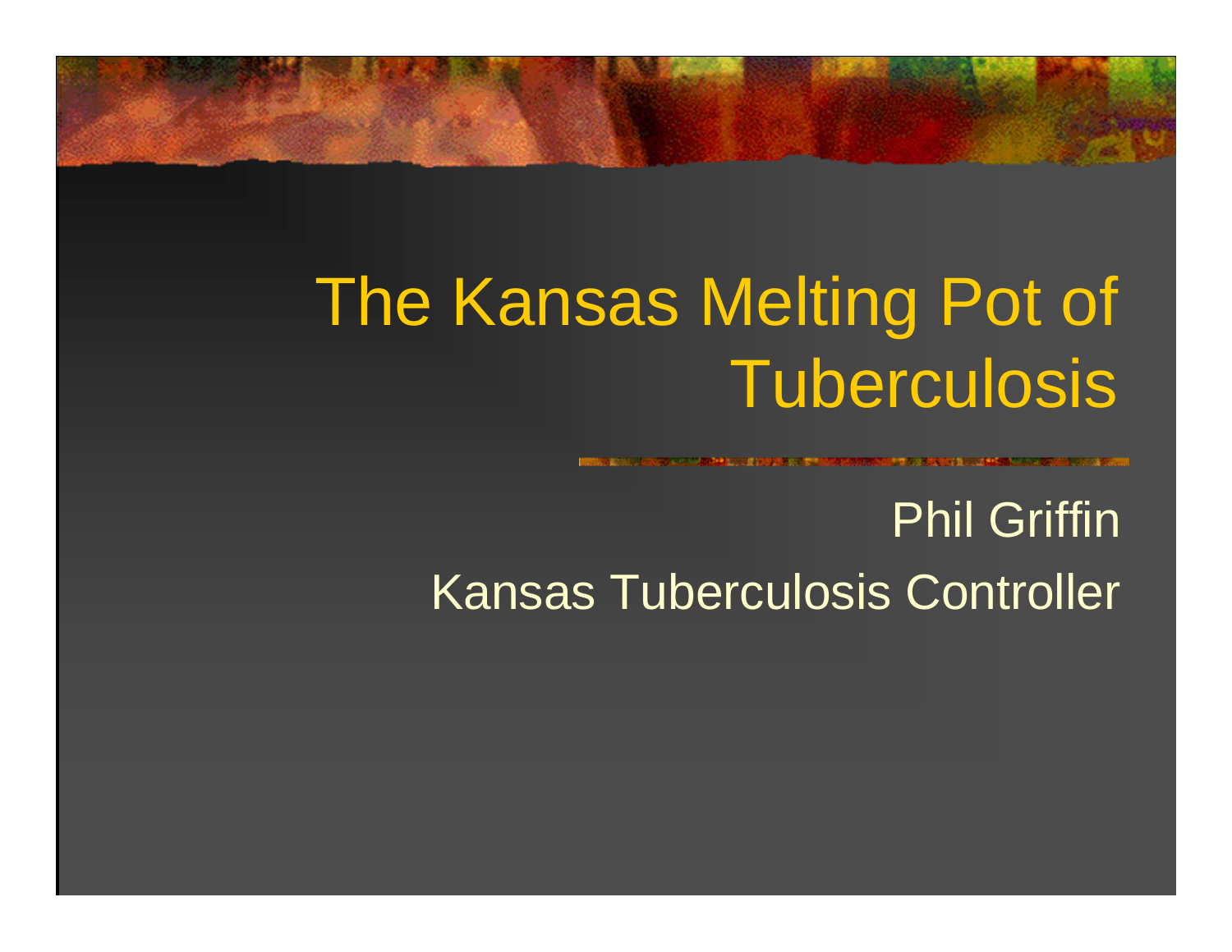# The Kansas Melting Pot of Tuberculosis

Phil Griffin

Kansas Tuberculosis Controller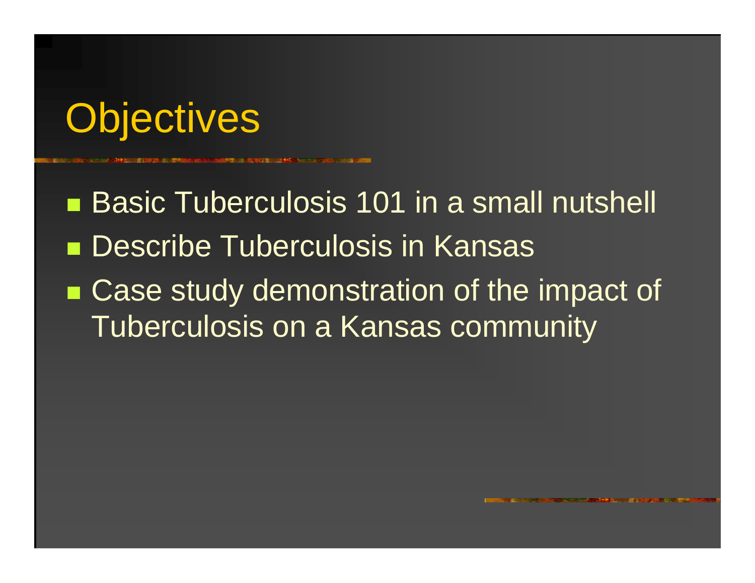# Objectives

- Basic Tuberculosis 101 in a small nutshell
- Describe Tuberculosis in Kansas
- Case study demonstration of the impact of Tuberculosis on a Kansas community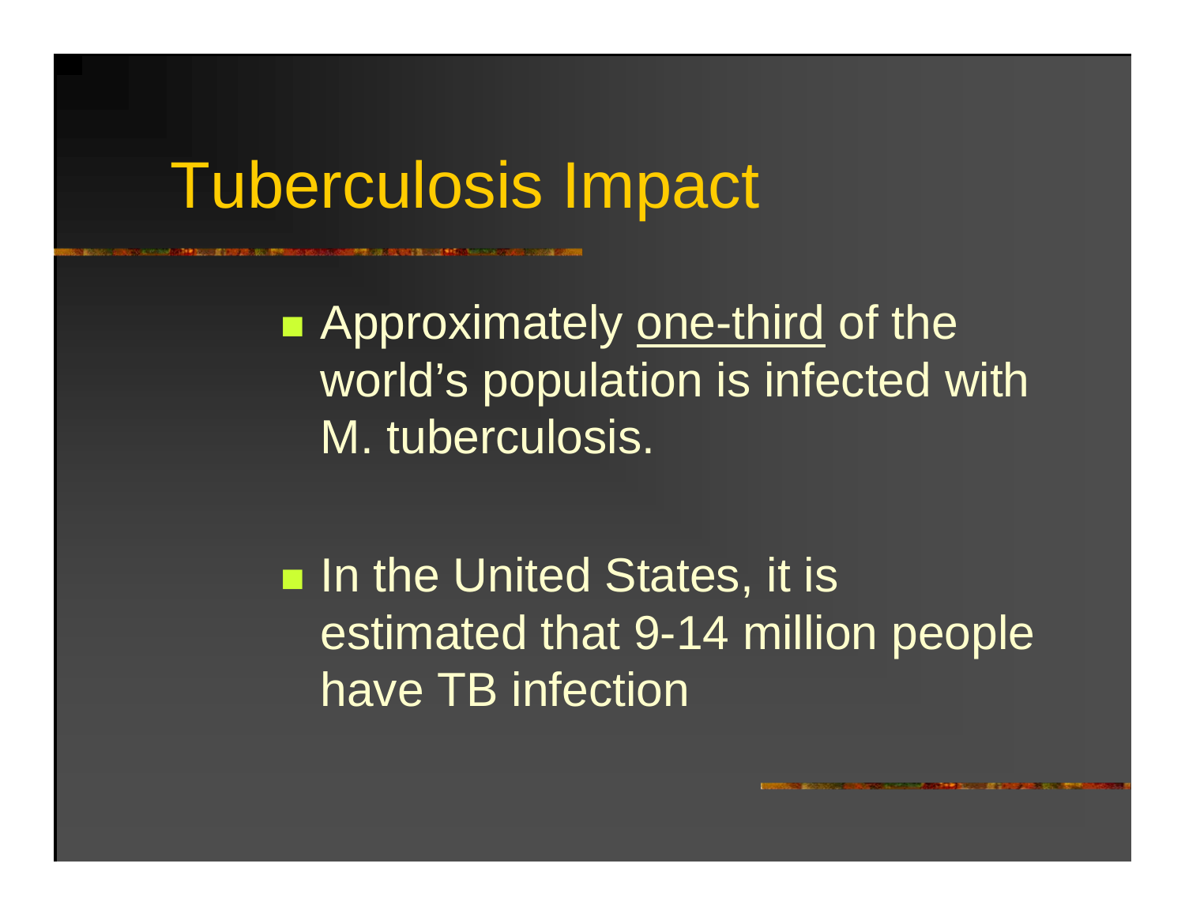# Tuberculosis Impact

- Approximately <u>one-third</u> of the world's population is infected with M. tuberculosis.

- In the United States, it is estimated that 9-14 million people have TB infection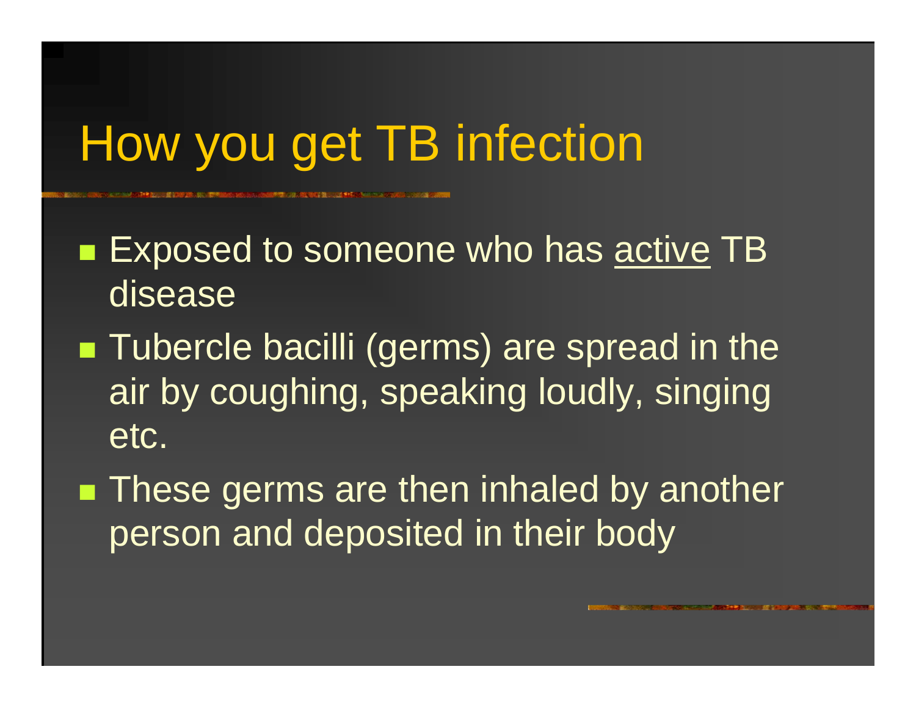# How you get TB infection

- Exposed to someone who has <u>active</u> TB disease
- Tubercle bacilli (germs) are spread in the air by coughing, speaking loudly, singing etc.
- These germs are then inhaled by another person and deposited in their body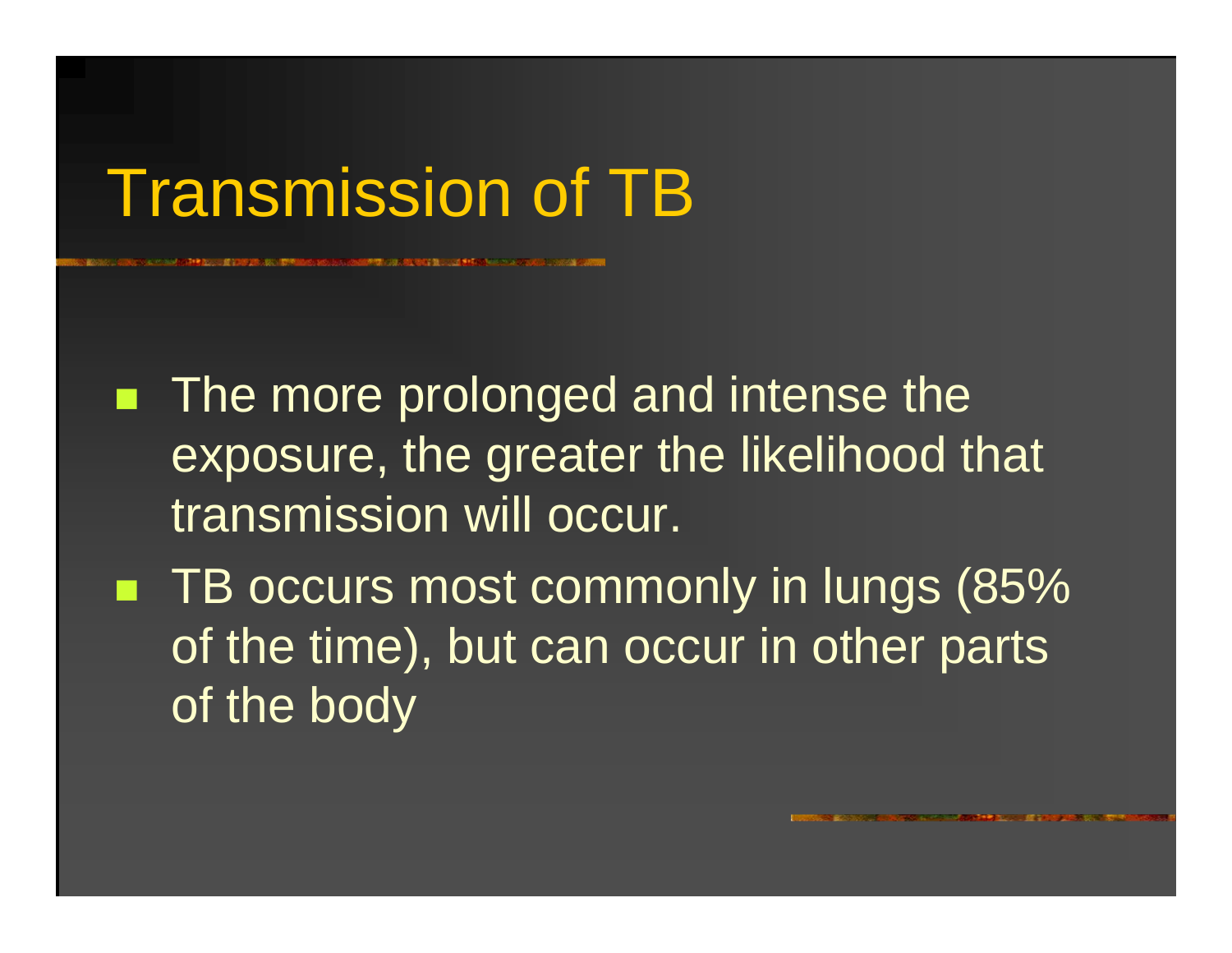# Transmission of TB

- The more prolonged and intense the exposure, the greater the likelihood that transmission will occur.
- TB occurs most commonly in lungs (85% of the time), but can occur in other parts of the body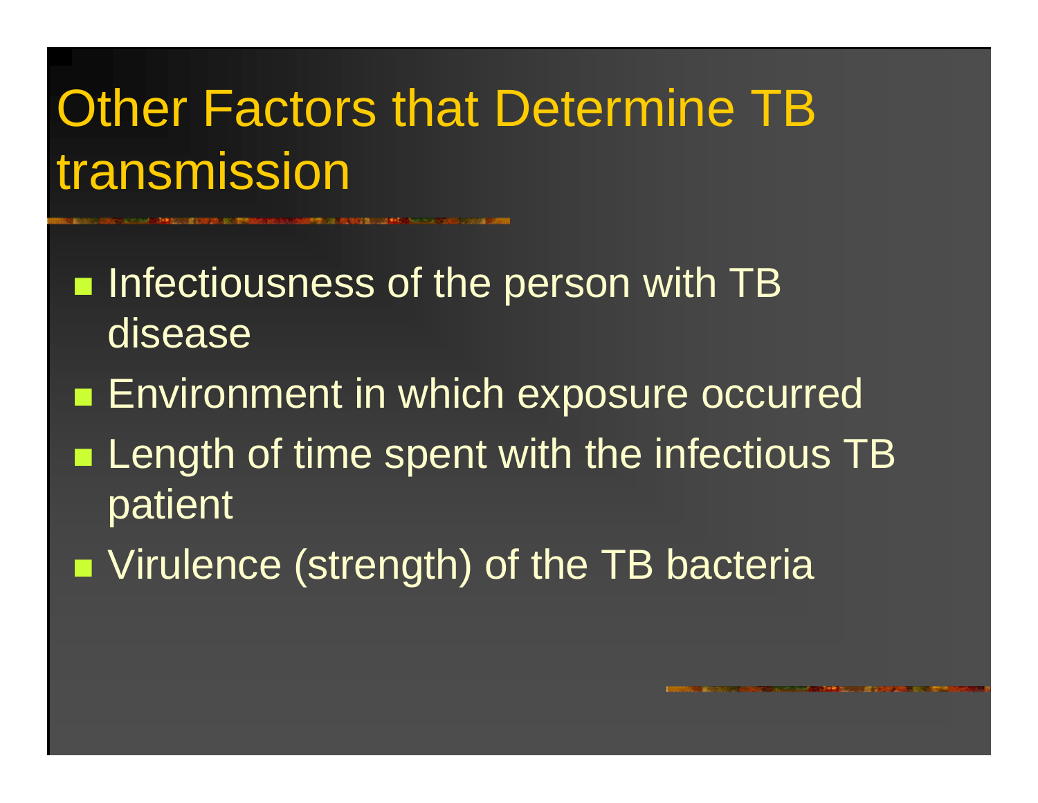# Other Factors that Determine TB transmission

- Infectiousness of the person with TB disease
- Environment in which exposure occurred
- Length of time spent with the infectious TB patient
- Virulence (strength) of the TB bacteria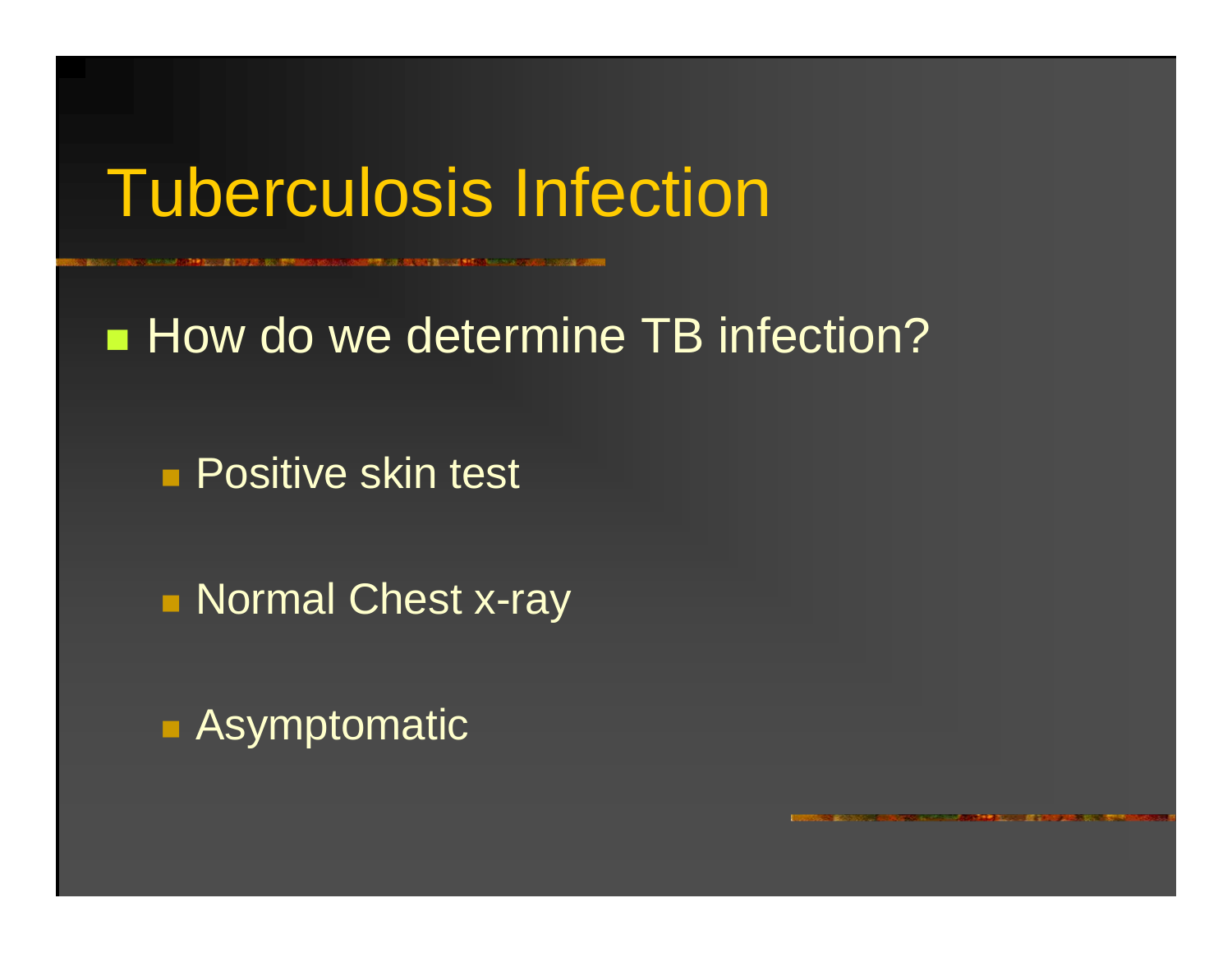# Tuberculosis Infection

- How do we determine TB infection?
  - Positive skin test
  - Normal Chest x-ray
  - Asymptomatic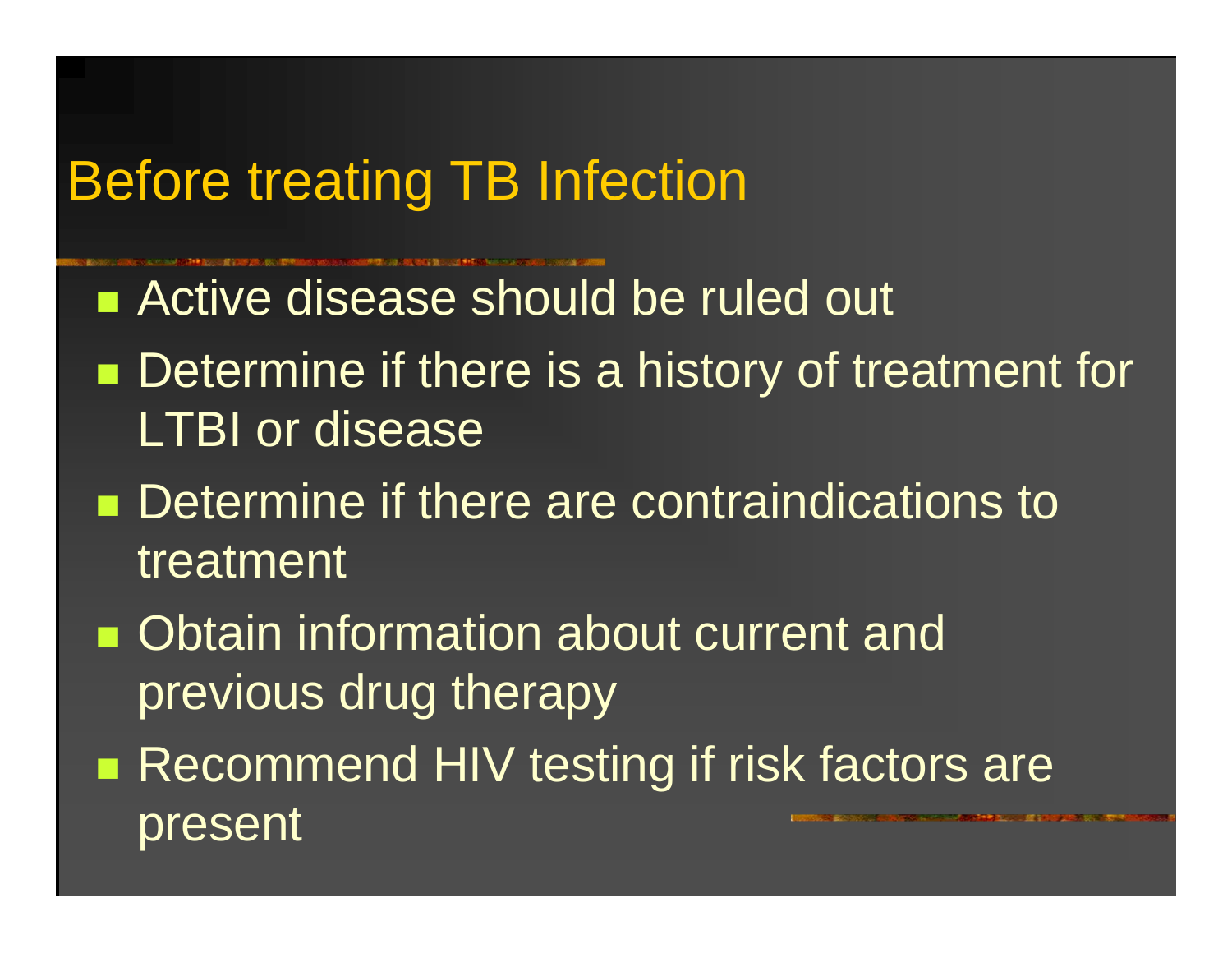# Before treating TB Infection

- Active disease should be ruled out
- Determine if there is a history of treatment for LTBI or disease
- Determine if there are contraindications to treatment
- Obtain information about current and previous drug therapy
- Recommend HIV testing if risk factors are present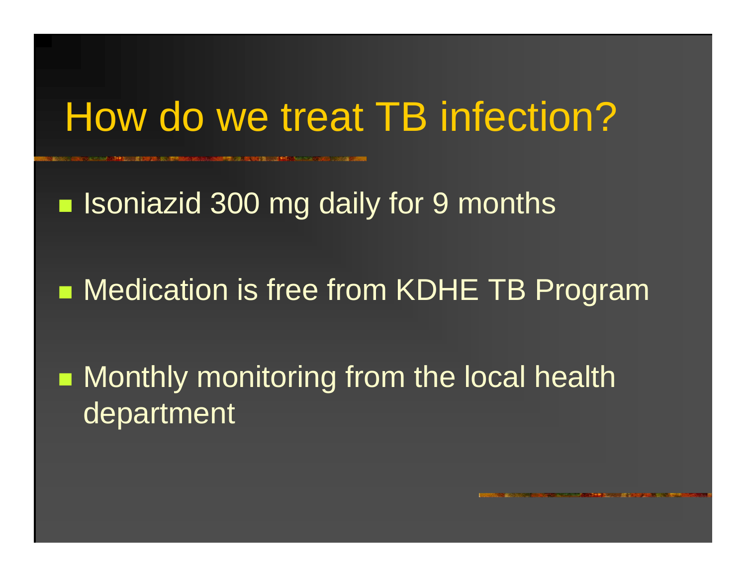# How do we treat TB infection?

- Isoniazid 300 mg daily for 9 months
- Medication is free from KDHE TB Program
- Monthly monitoring from the local health department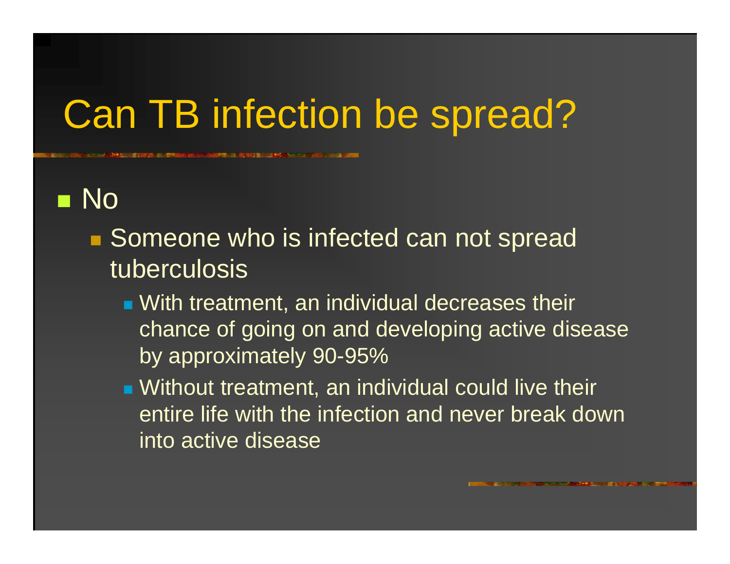# Can TB infection be spread?

- No
  - Someone who is infected can not spread tuberculosis
    - With treatment, an individual decreases their chance of going on and developing active disease by approximately 90-95%
    - Without treatment, an individual could live their entire life with the infection and never break down into active disease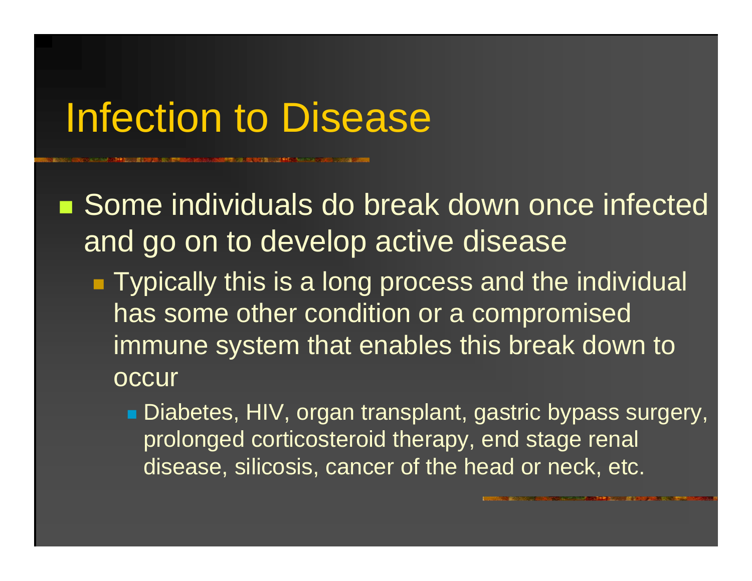# Infection to Disease

- Some individuals do break down once infected and go on to develop active disease
  - Typically this is a long process and the individual has some other condition or a compromised immune system that enables this break down to occur
    - Diabetes, HIV, organ transplant, gastric bypass surgery, prolonged corticosteroid therapy, end stage renal disease, silicosis, cancer of the head or neck, etc.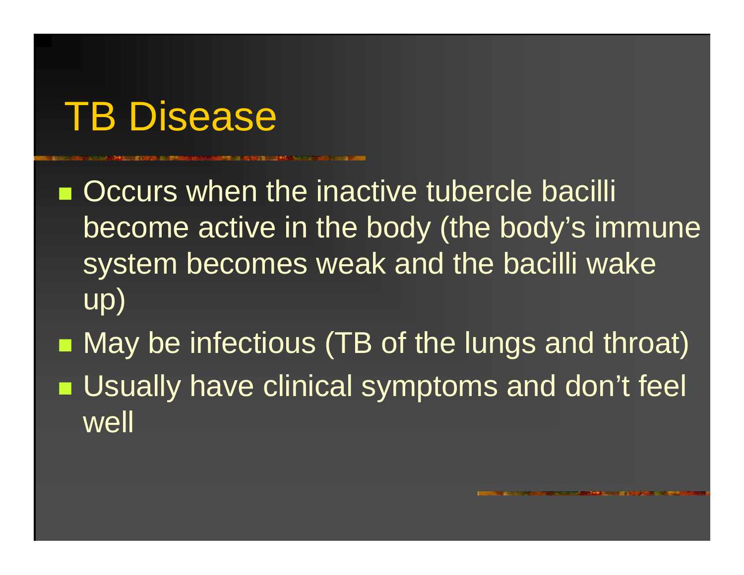# TB Disease

- Occurs when the inactive tubercle bacilli become active in the body (the body's immune system becomes weak and the bacilli wake up)
- May be infectious (TB of the lungs and throat)
- Usually have clinical symptoms and don't feel well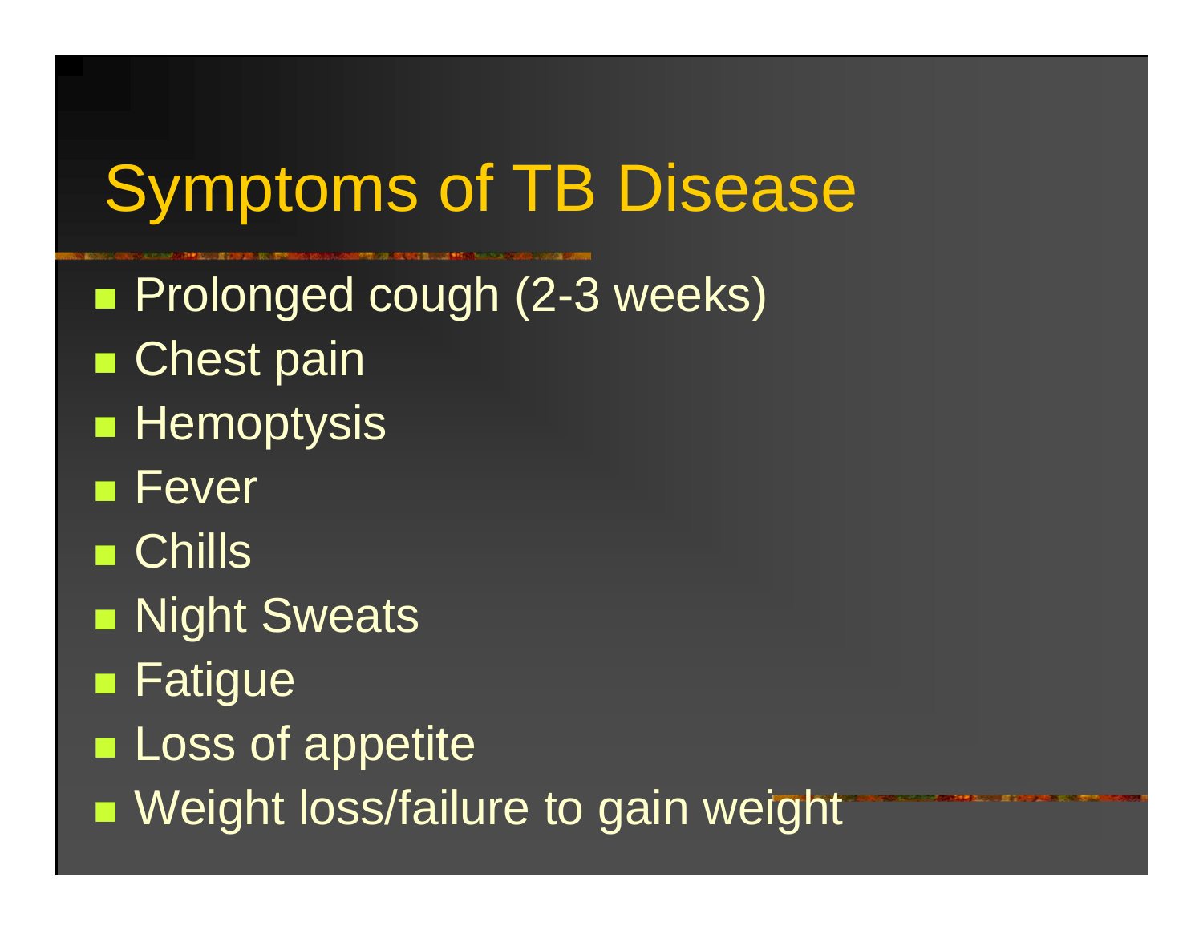# Symptoms of TB Disease

- Prolonged cough (2-3 weeks)
- Chest pain
- Hemoptysis
- Fever
- Chills
- Night Sweats
- Fatigue
- Loss of appetite
- Weight loss/failure to gain weight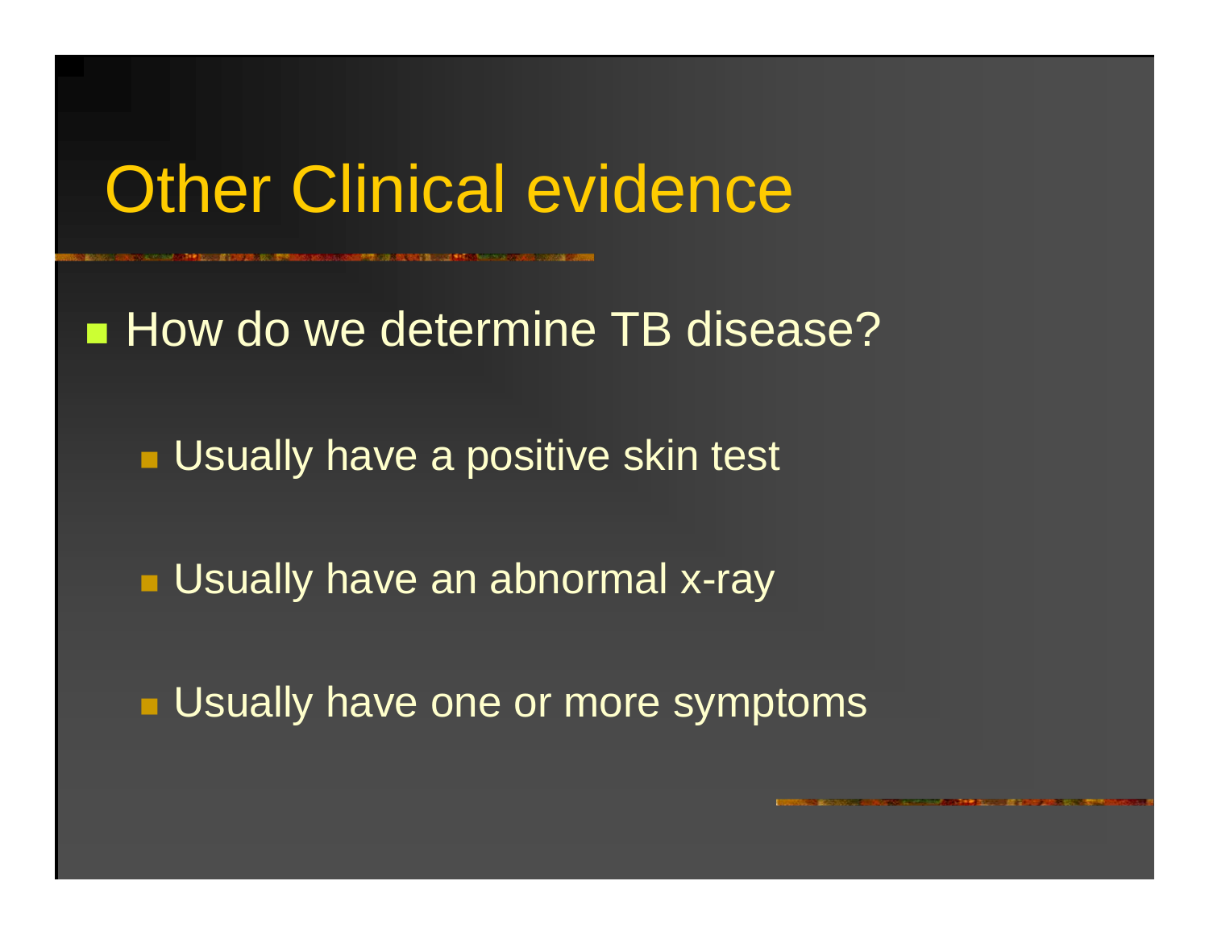# Other Clinical evidence

- How do we determine TB disease?
  - Usually have a positive skin test
  - Usually have an abnormal x-ray
  - Usually have one or more symptoms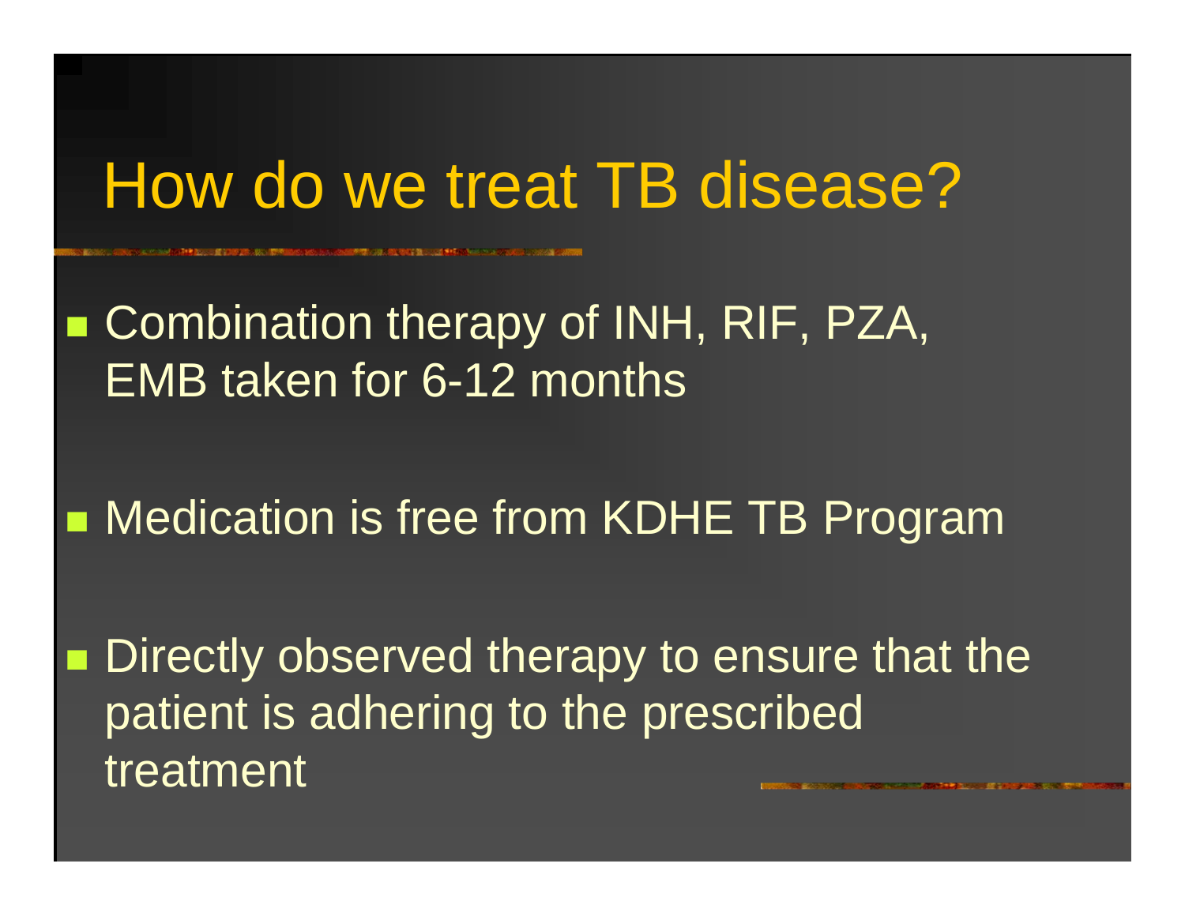# How do we treat TB disease?

- Combination therapy of INH, RIF, PZA, EMB taken for 6-12 months
- Medication is free from KDHE TB Program
- Directly observed therapy to ensure that the patient is adhering to the prescribed treatment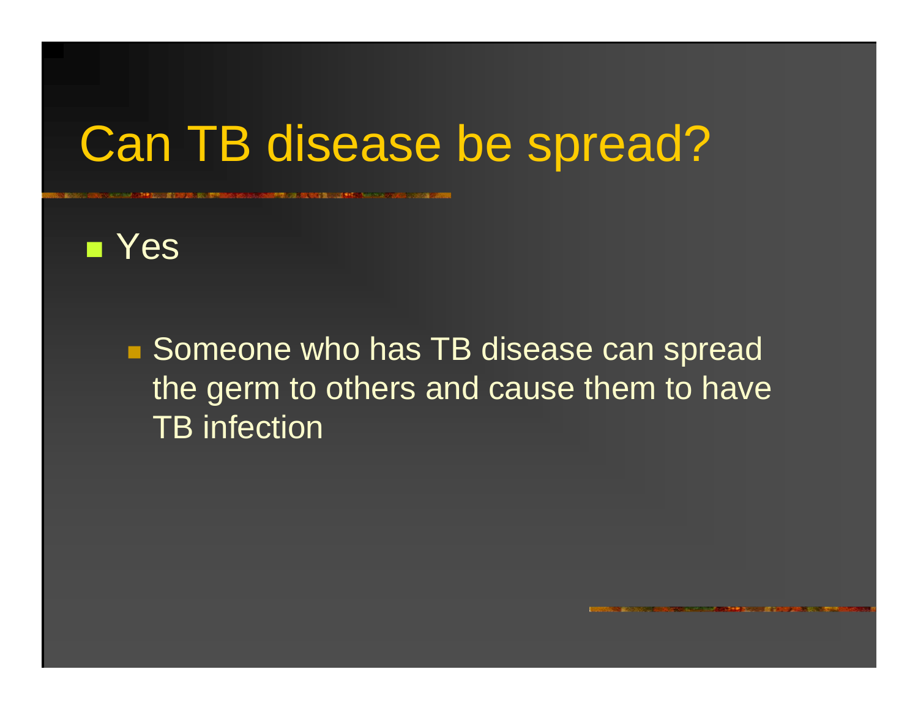# Can TB disease be spread?

- Yes
  - Someone who has TB disease can spread the germ to others and cause them to have TB infection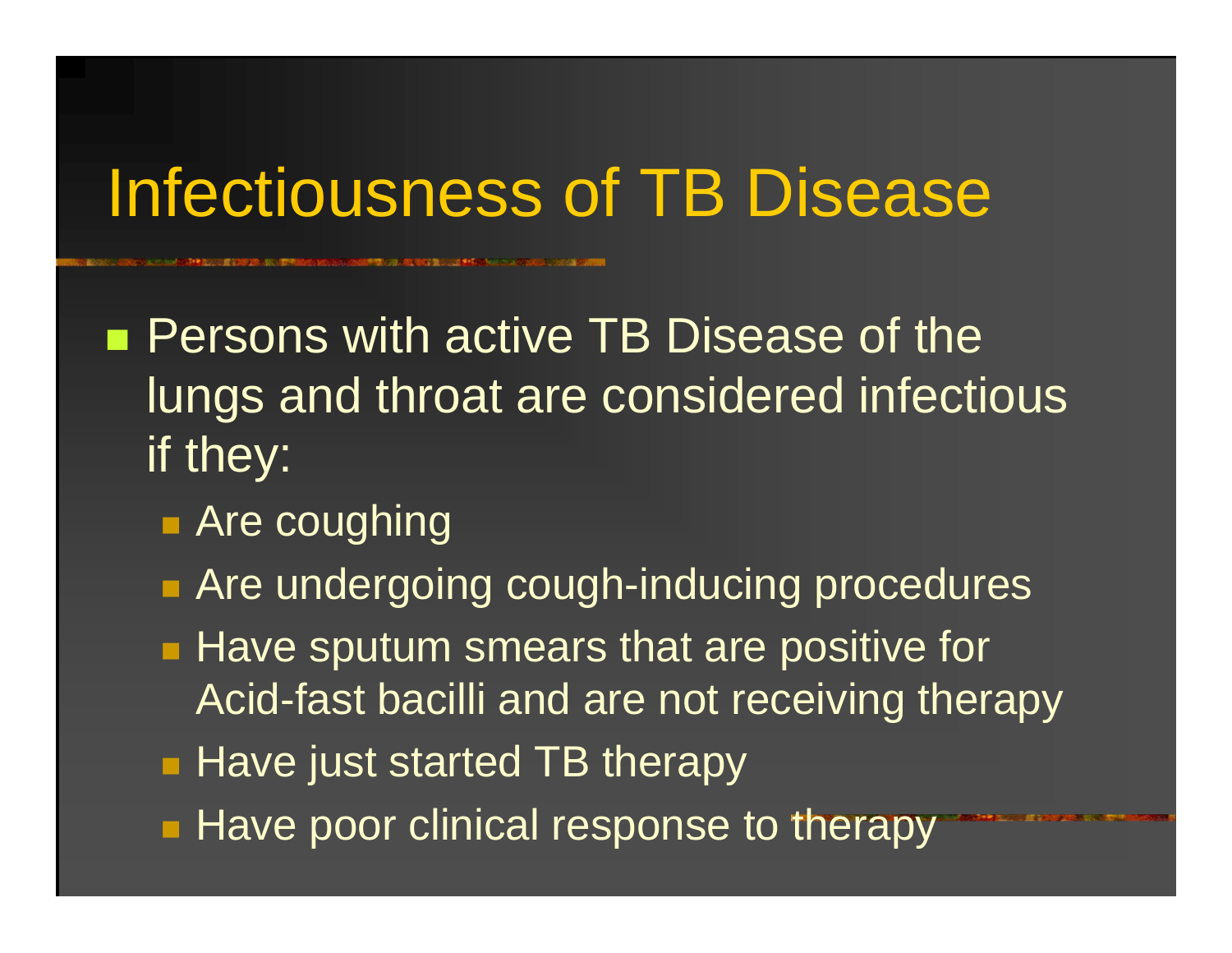# Infectiousness of TB Disease

- Persons with active TB Disease of the lungs and throat are considered infectious if they:
  - Are coughing
  - Are undergoing cough-inducing procedures
  - Have sputum smears that are positive for Acid-fast bacilli and are not receiving therapy
  - Have just started TB therapy
  - Have poor clinical response to therapy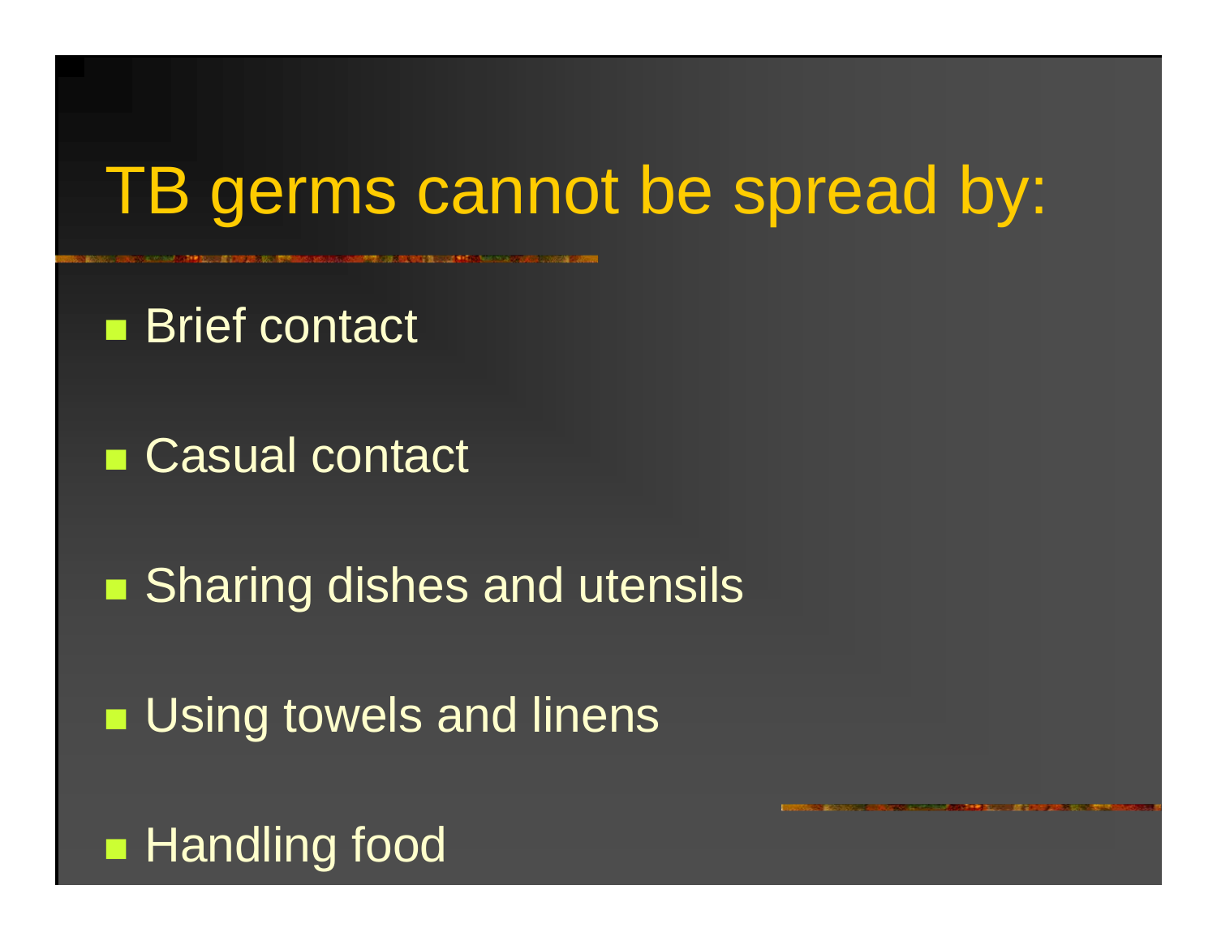# TB germs cannot be spread by:

- Brief contact
- Casual contact
- Sharing dishes and utensils
- Using towels and linens
- Handling food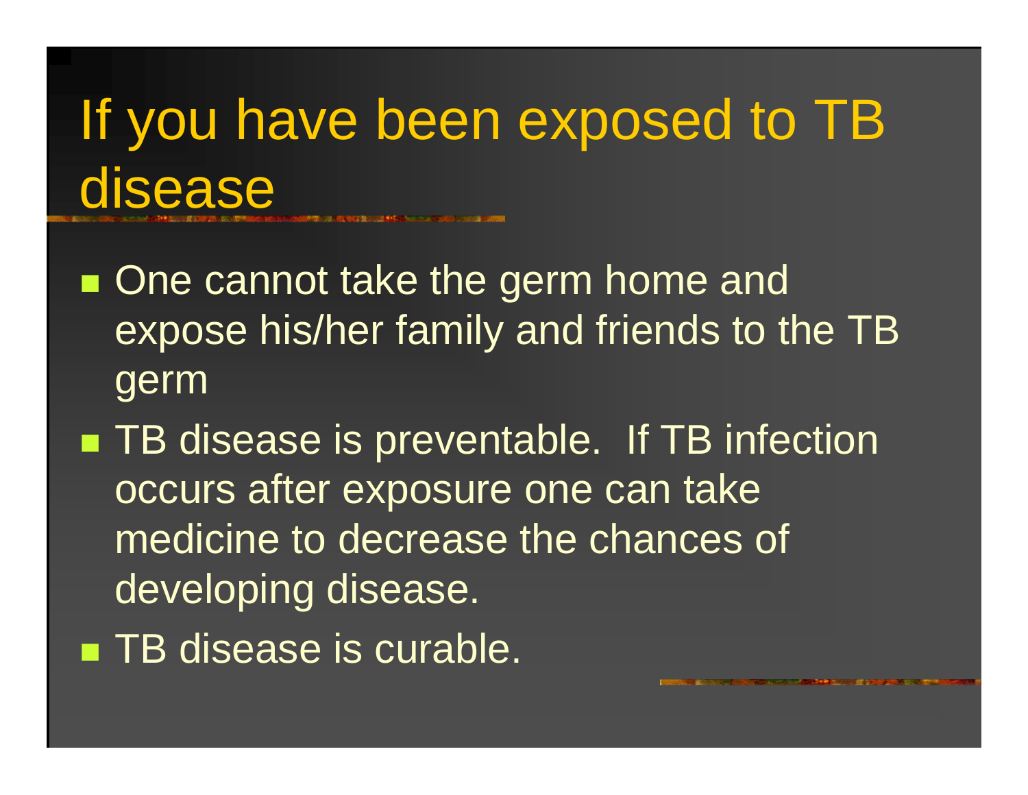# If you have been exposed to TB disease

- One cannot take the germ home and expose his/her family and friends to the TB germ
- TB disease is preventable.  If TB infection occurs after exposure one can take medicine to decrease the chances of developing disease.
- TB disease is curable.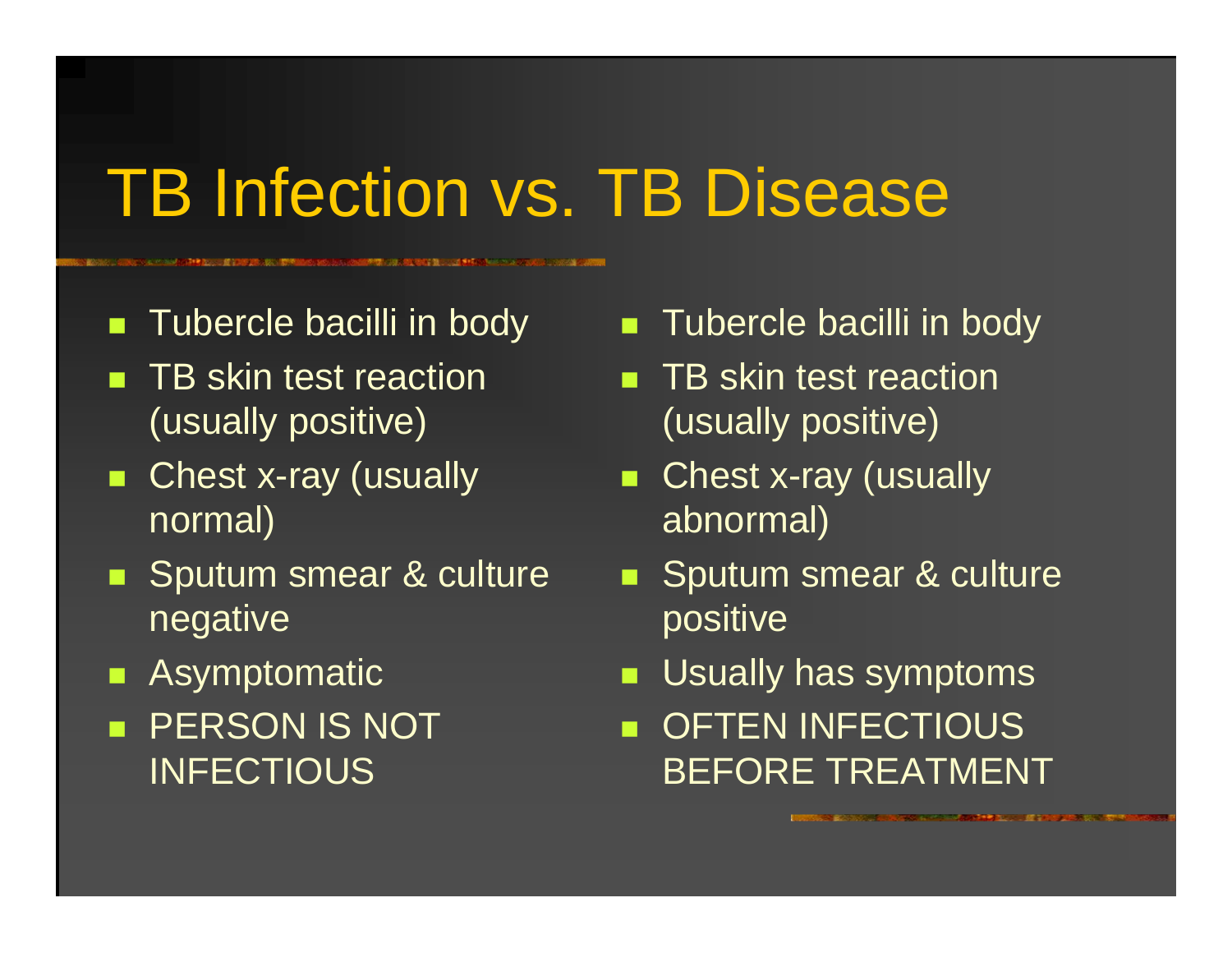# TB Infection vs. TB Disease

- Tubercle bacilli in body
- TB skin test reaction (usually positive)
- Chest x-ray (usually normal)
- Sputum smear & culture negative
- Asymptomatic
- PERSON IS NOT INFECTIOUS

- Tubercle bacilli in body
- TB skin test reaction (usually positive)
- Chest x-ray (usually abnormal)
- Sputum smear & culture positive
- Usually has symptoms
- OFTEN INFECTIOUS BEFORE TREATMENT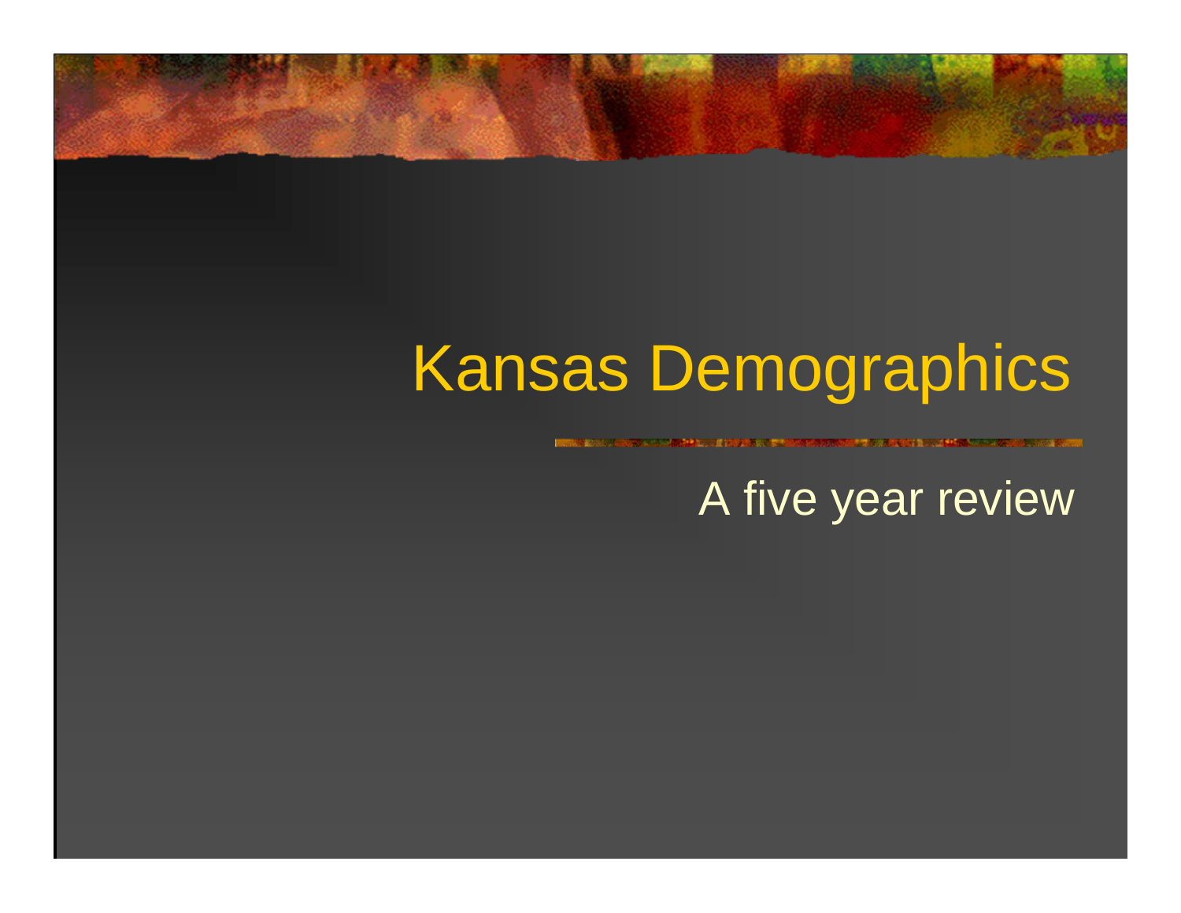# Kansas Demographics

A five year review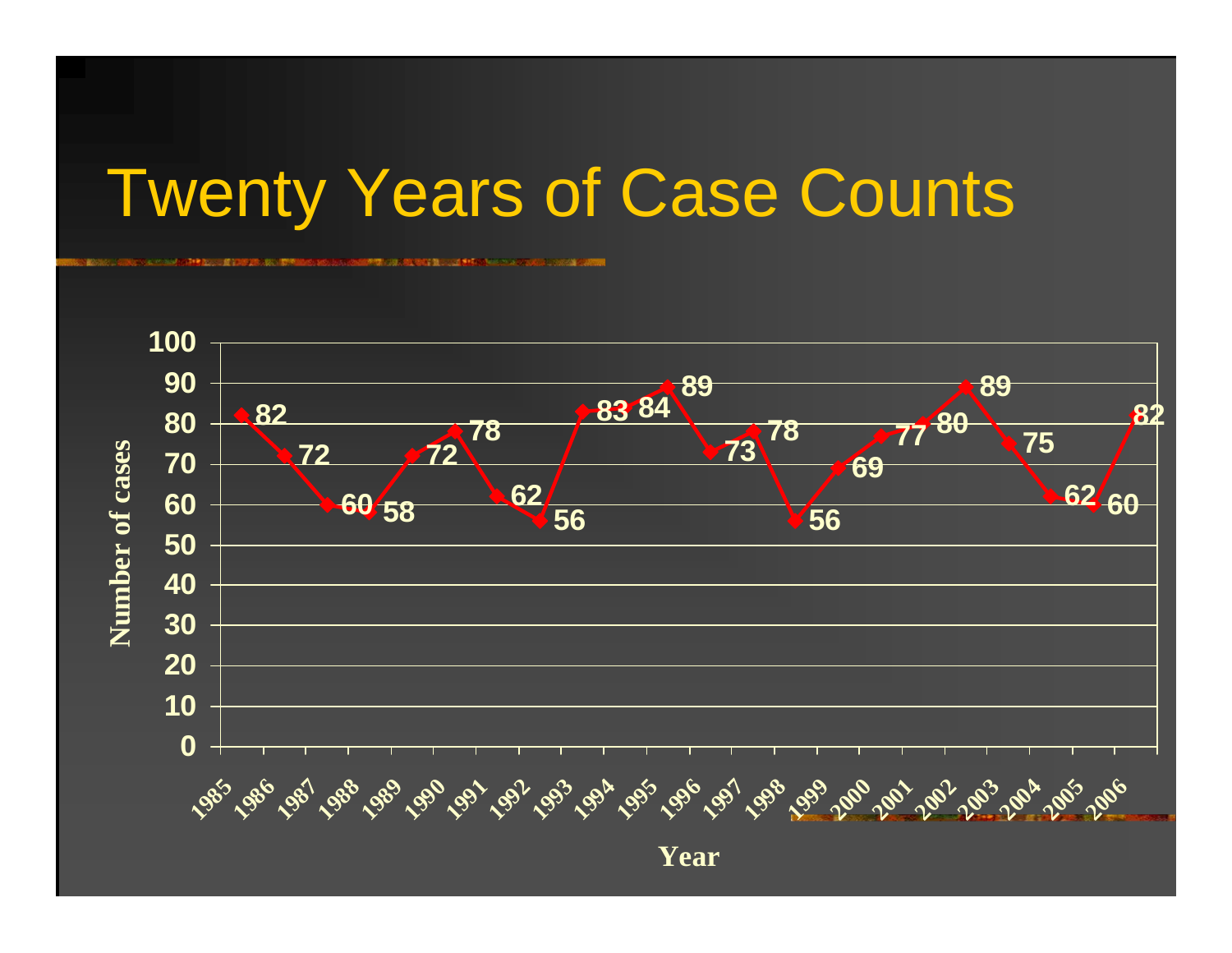# Twenty Years of Case Counts

| Year | Number of cases |
|---|---|
| 1985 | 82 |
| 1986 | 72 |
| 1987 | 60 |
| 1988 | 58 |
| 1989 | 72 |
| 1990 | 78 |
| 1991 | 62 |
| 1992 | 56 |
| 1993 | 83 |
| 1994 | 84 |
| 1995 | 89 |
| 1996 | 73 |
| 1997 | 78 |
| 1998 | 56 |
| 1999 | 69 |
| 2000 | 77 |
| 2001 | 80 |
| 2002 | 89 |
| 2003 | 75 |
| 2004 | 62 |
| 2005 | 60 |
| 2006 | 82 |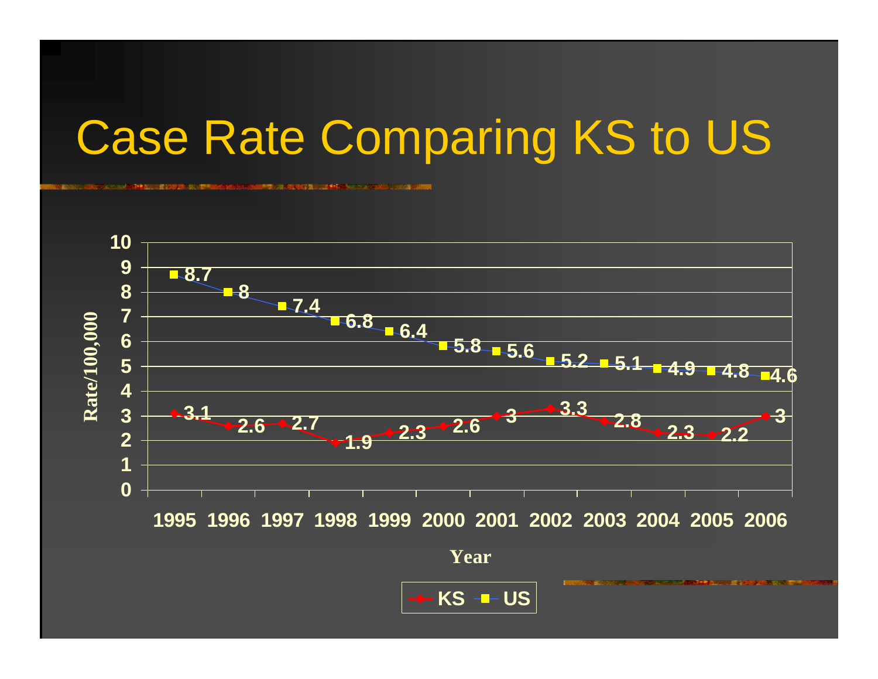# Case Rate Comparing KS to US

| Year | KS | US |
|---|---|---|
| 1995 | 3.1 | 8.7 |
| 1996 | 2.6 | 8 |
| 1997 | 2.7 | 7.4 |
| 1998 | 1.9 | 6.8 |
| 1999 | 2.3 | 6.4 |
| 2000 | 2.6 | 5.8 |
| 2001 | 3 | 5.6 |
| 2002 | 3.3 | 5.2 |
| 2003 | 2.8 | 5.1 |
| 2004 | 2.3 | 4.9 |
| 2005 | 2.2 | 4.8 |
| 2006 | 3 | 4.6 |

Rate/100,000

Year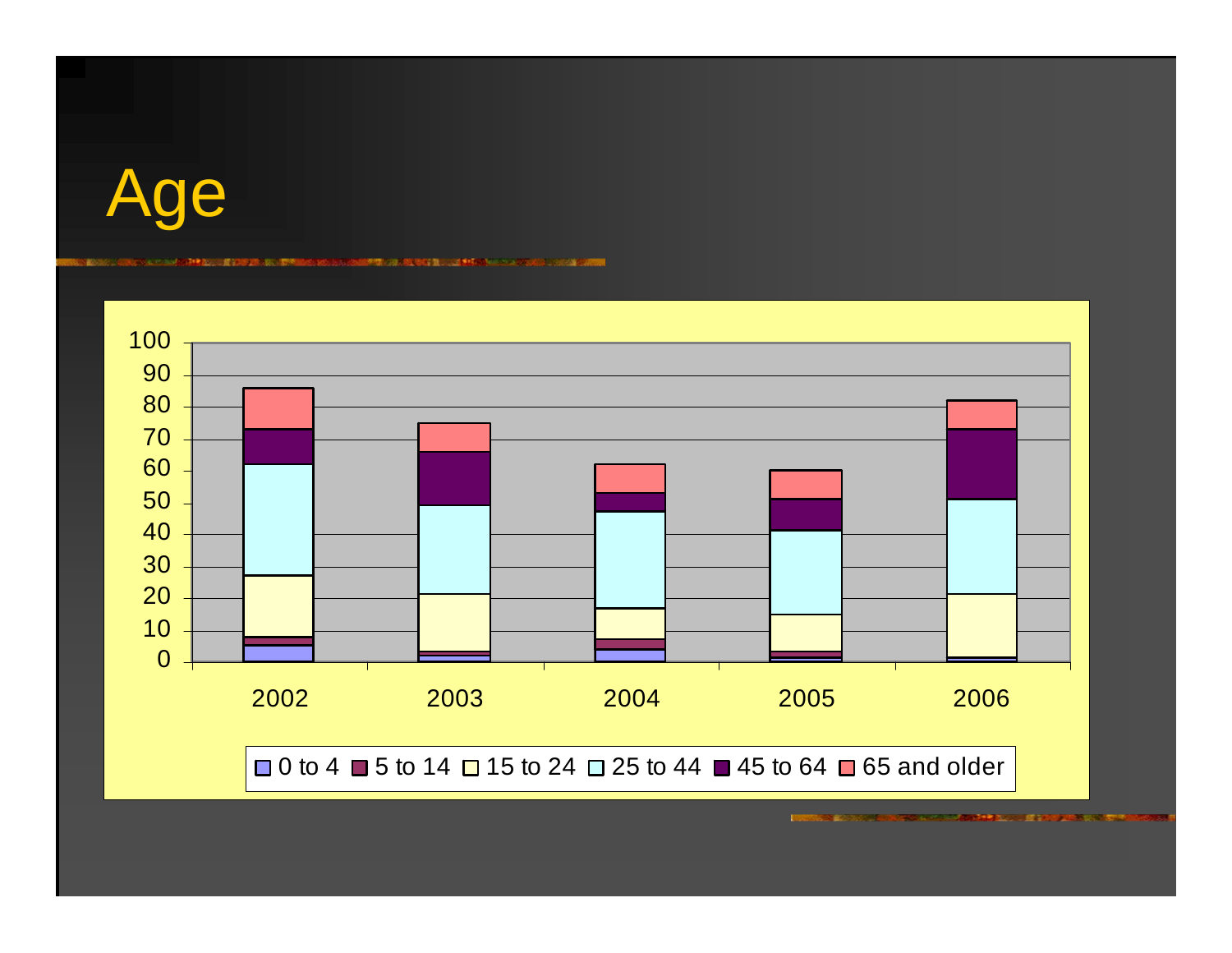# Age

100
90
80
70
60
50
40
30
20
10
0

2002 2003 2004 2005 2006

0 to 4 | 5 to 14 | 15 to 24 | 25 to 44 | 45 to 64 | 65 and older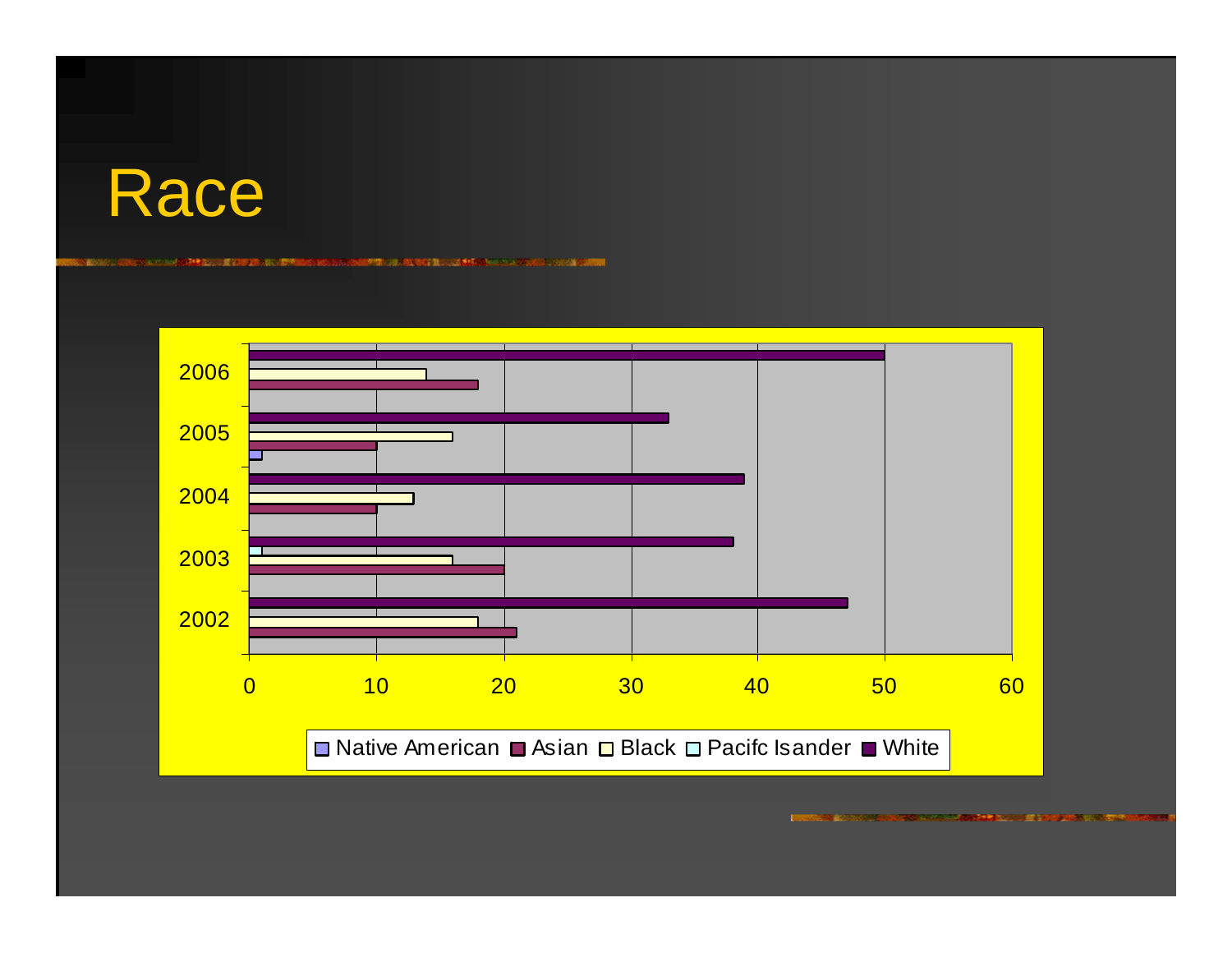# Race

| Year | Native American | Asian | Black | Pacifc Isander | White |
|---|---|---|---|---|---|
| 2002 | | 21 | 18 | | 47 |
| 2003 | | 20 | 16 | 1 | 38 |
| 2004 | | 10 | 13 | | 39 |
| 2005 | 1 | 10 | 16 | | 33 |
| 2006 | | 18 | 14 | | 50 |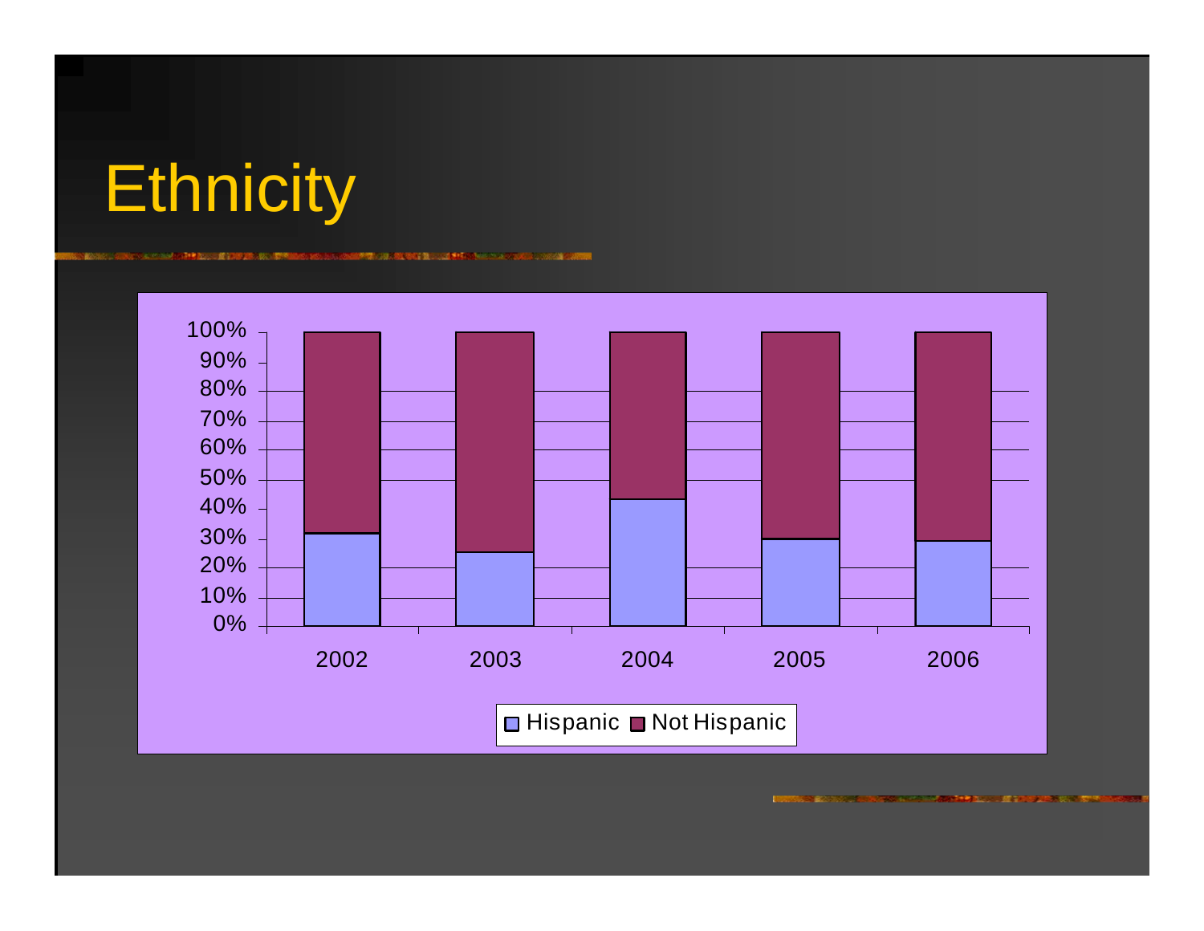# Ethnicity

100%
90%
80%
70%
60%
50%
40%
30%
20%
10%
0%

2002 2003 2004 2005 2006

Hispanic Not Hispanic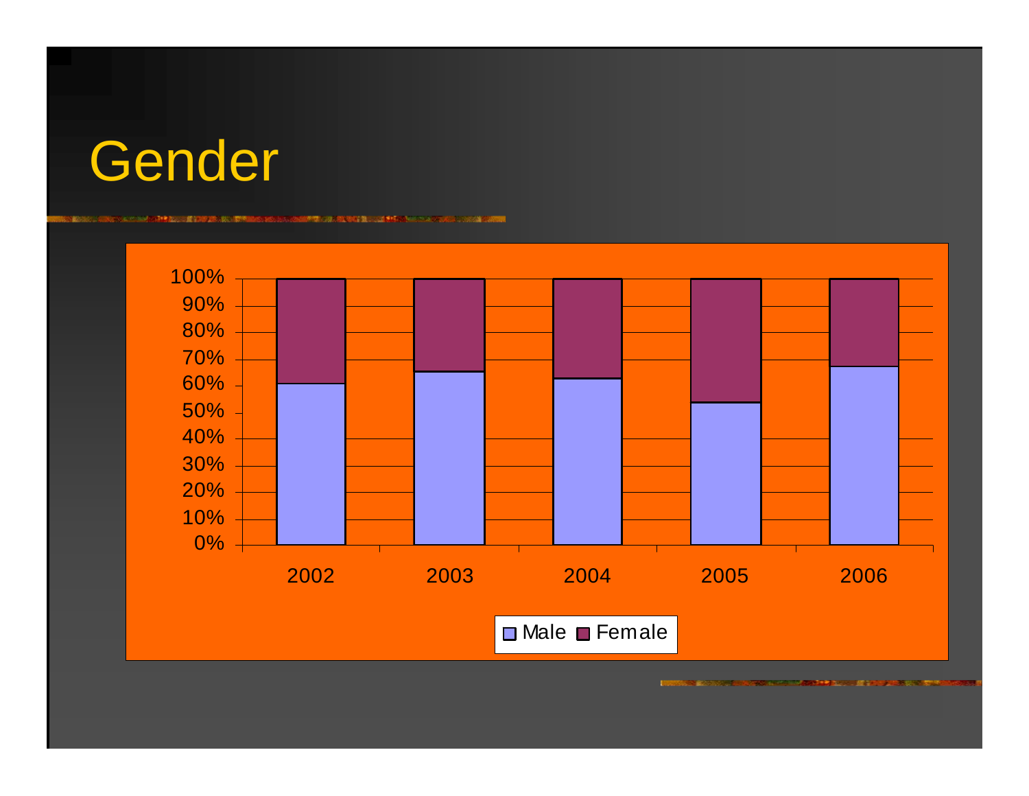# Gender

100%
90%
80%
70%
60%
50%
40%
30%
20%
10%
0%

2002 2003 2004 2005 2006

Male Female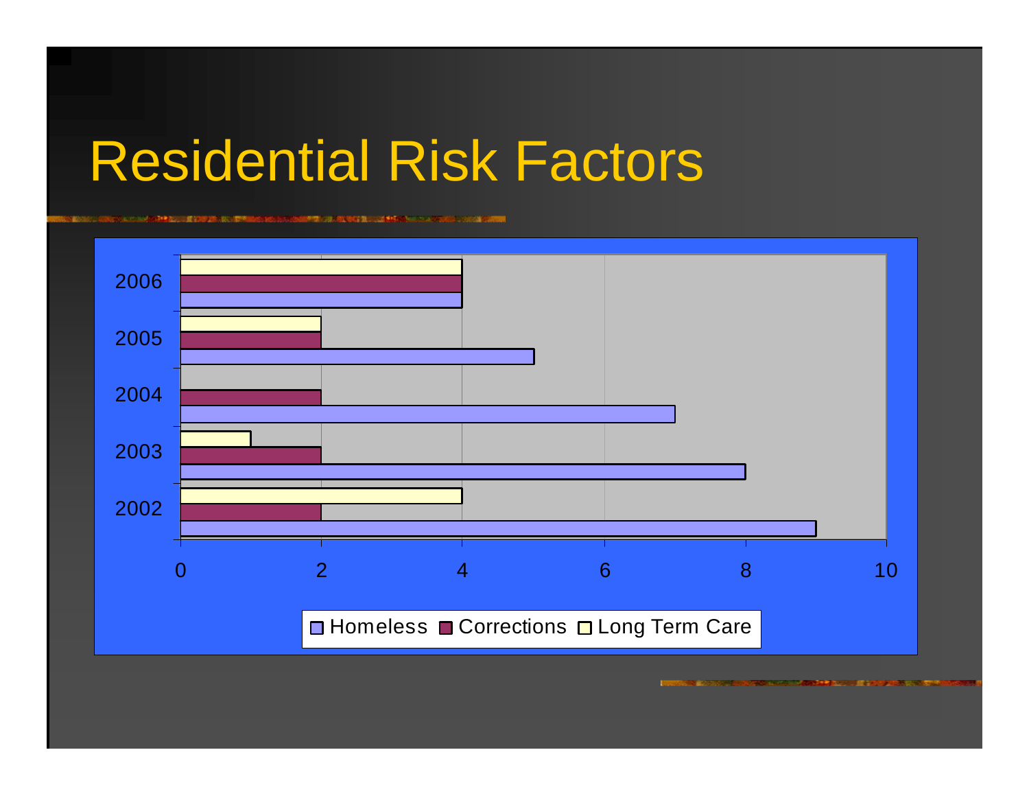# Residential Risk Factors

| Year | Homeless | Corrections | Long Term Care |
| --- | --- | --- | --- |
| 2006 | 4 | 4 | 4 |
| 2005 | 5 | 2 | 2 |
| 2004 | 7 | 2 | 0 |
| 2003 | 8 | 2 | 1 |
| 2002 | 9 | 2 | 4 |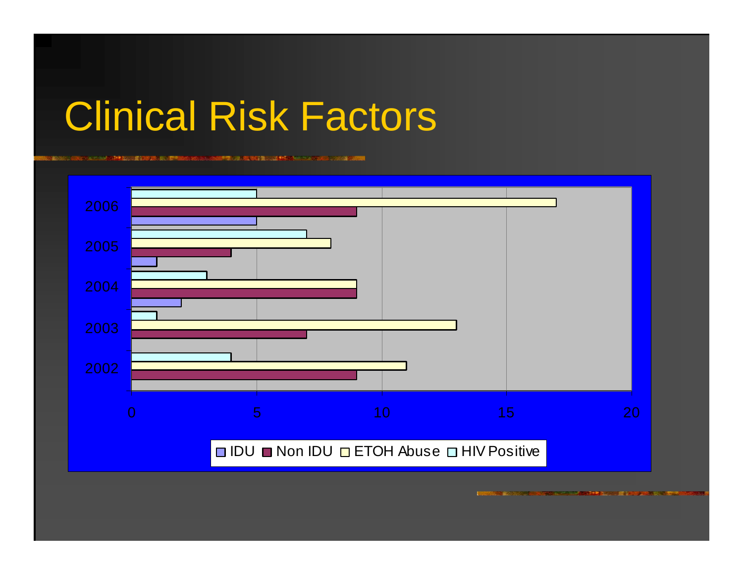# Clinical Risk Factors

| Year | IDU | Non IDU | ETOH Abuse | HIV Positive |
|---|---|---|---|---|
| 2002 | | 9 | 11 | 4 |
| 2003 | | 7 | 13 | 1 |
| 2004 | 2 | 9 | 9 | 3 |
| 2005 | 1 | 4 | 8 | 7 |
| 2006 | 5 | 9 | 17 | 5 |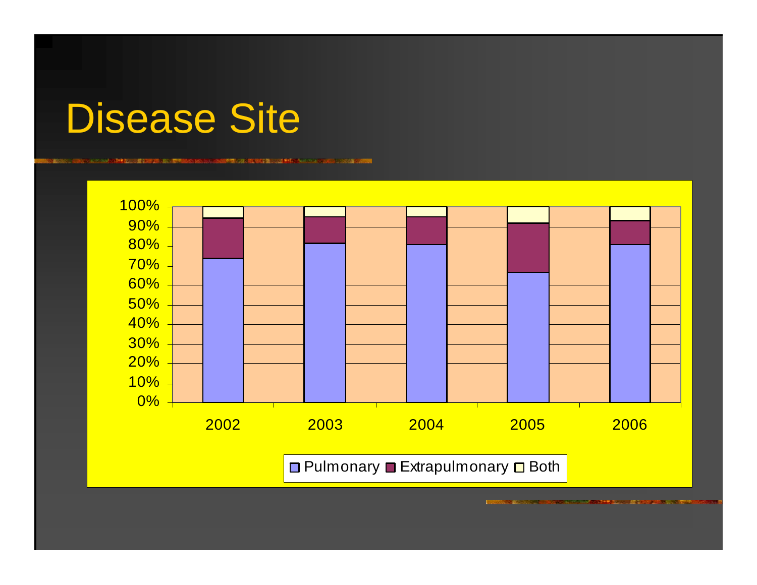# Disease Site

100%
90%
80%
70%
60%
50%
40%
30%
20%
10%
0%

2002 2003 2004 2005 2006

Pulmonary Extrapulmonary Both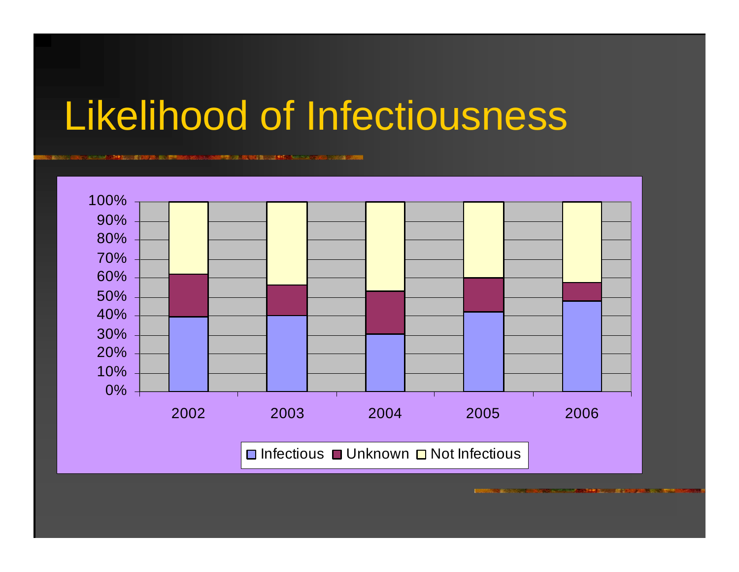# Likelihood of Infectiousness

100%
90%
80%
70%
60%
50%
40%
30%
20%
10%
0%

2002 2003 2004 2005 2006

Infectious Unknown Not Infectious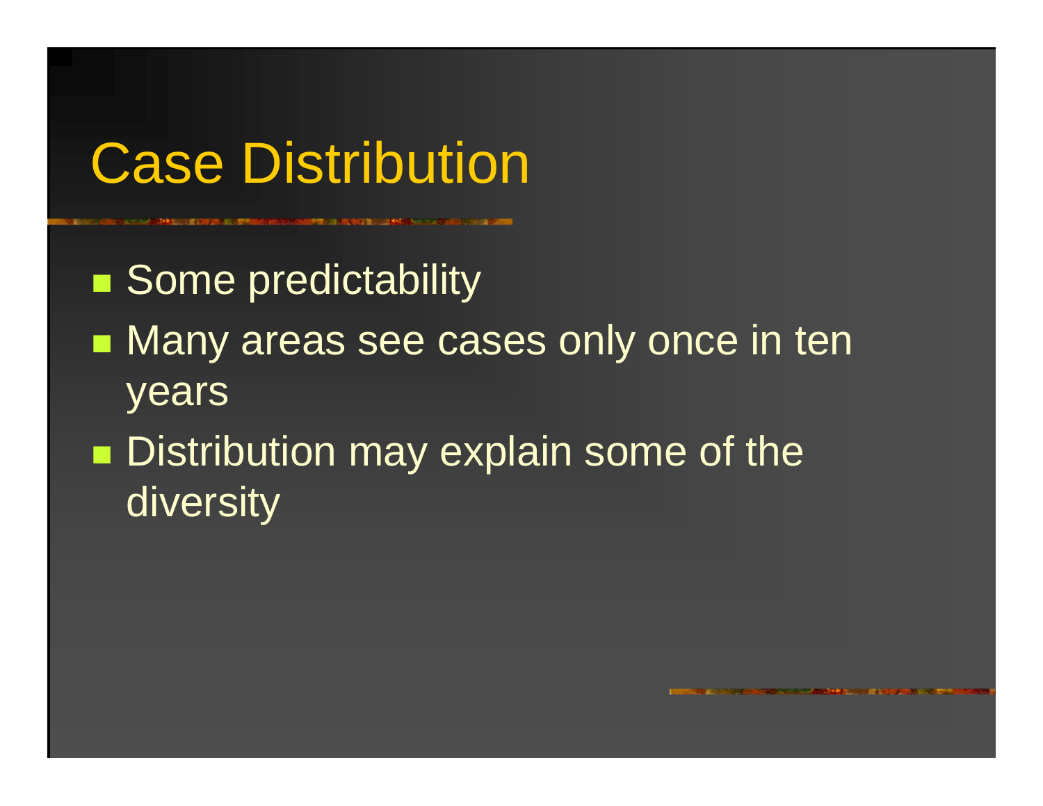# Case Distribution

- Some predictability
- Many areas see cases only once in ten years
- Distribution may explain some of the diversity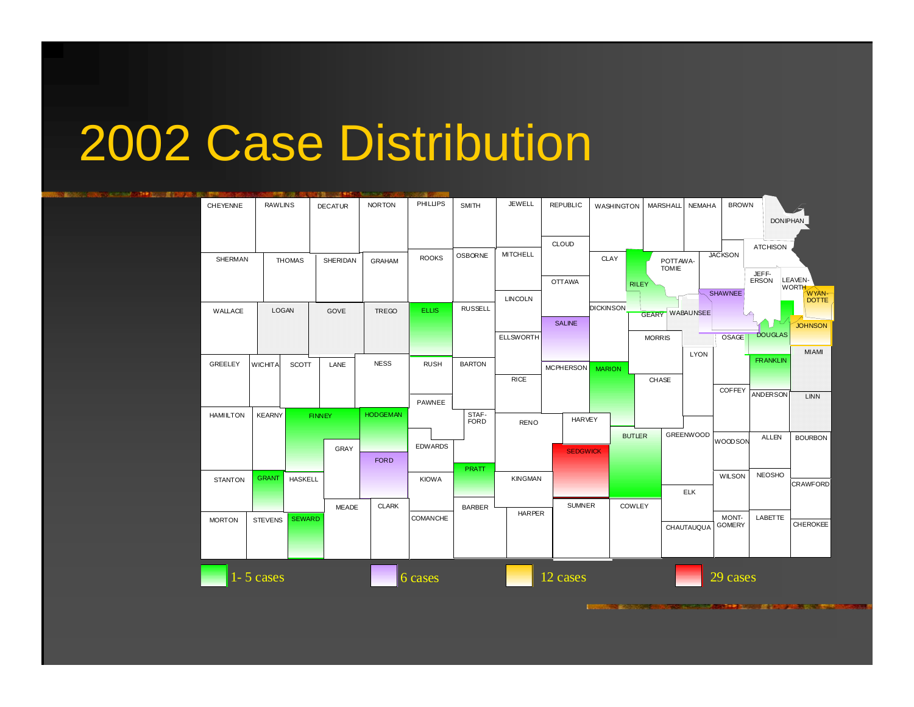# 2002 Case Distribution

CHEYENNE RAWLINS DECATUR NORTON PHILLIPS SMITH JEWELL REPUBLIC WASHINGTON MARSHALL NEMAHA BROWN DONIPHAN

SHERMAN THOMAS SHERIDAN GRAHAM ROOKS OSBORNE MITCHELL CLOUD CLAY RILEY POTTAWA-TOMIE JACKSON ATCHISON JEFF-ERSON LEAVEN-WORTH WYAN-DOTTE

WALLACE LOGAN GOVE TREGO ELLIS RUSSELL LINCOLN OTTAWA DICKINSON GEARY WABAUNSEE SHAWNEE JOHNSON

ELLSWORTH SALINE MORRIS OSAGE DOUGLAS MIAMI

GREELEY WICHITA SCOTT LANE NESS RUSH BARTON RICE MCPHERSON MARION CHASE LYON FRANKLIN

PAWNEE COFFEY ANDERSON LINN

HAMILTON KEARNY FINNEY HODGEMAN STAF-FORD RENO HARVEY BUTLER GREENWOOD WOODSON ALLEN BOURBON

GRAY EDWARDS SEDGWICK

FORD PRATT

STANTON GRANT HASKELL KIOWA KINGMAN WILSON NEOSHO CRAWFORD

MEADE CLARK BARBER SUMNER COWLEY ELK

MORTON STEVENS SEWARD COMANCHE HARPER CHAUTAUQUA MONT-GOMERY LABETTE CHEROKEE

1- 5 cases | 6 cases | 12 cases | 29 cases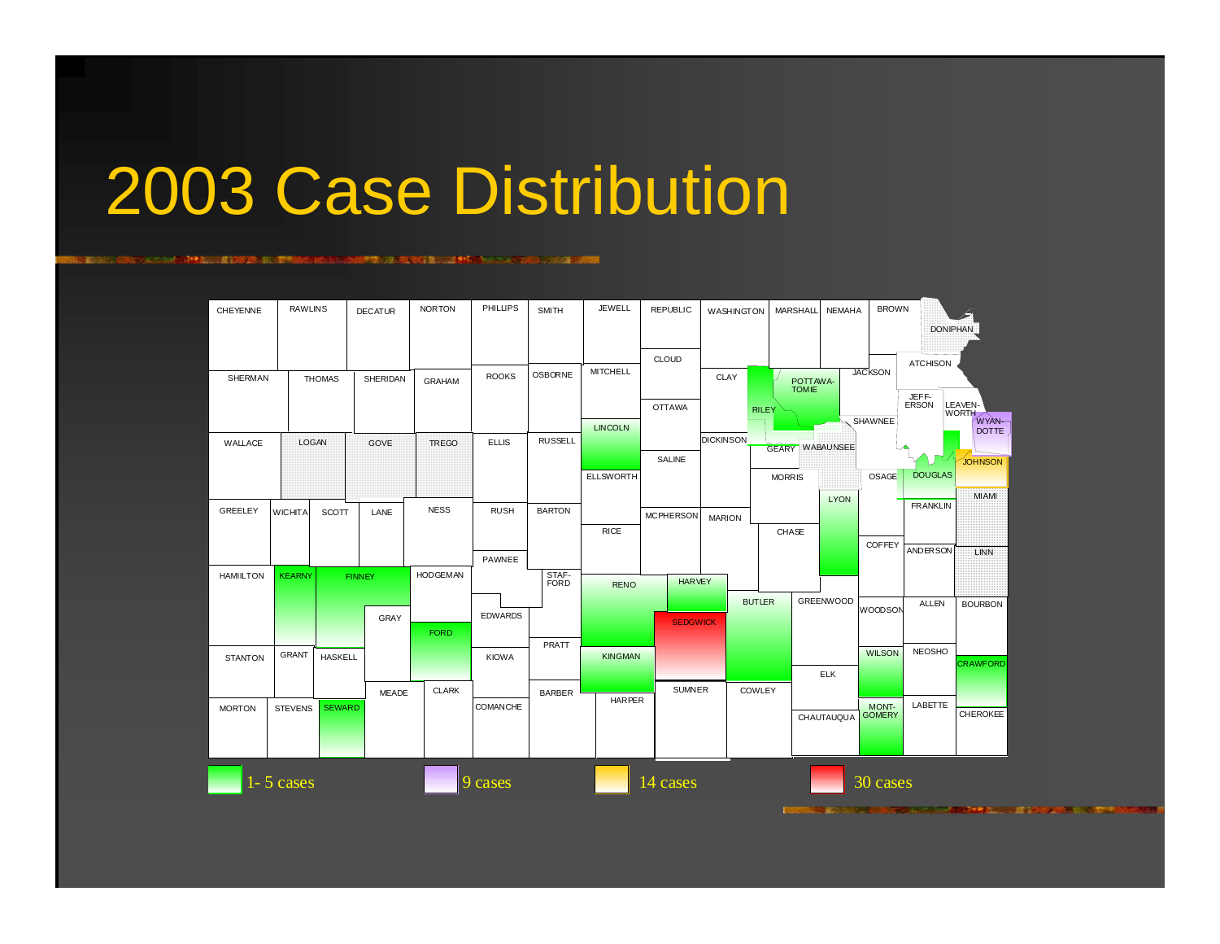# 2003 Case Distribution

CHEYENNE RAWLINS DECATUR NORTON PHILLIPS SMITH JEWELL REPUBLIC WASHINGTON MARSHALL NEMAHA BROWN DONIPHAN

SHERMAN THOMAS SHERIDAN GRAHAM ROOKS OSBORNE MITCHELL CLOUD CLAY POTTAWATOMIE JACKSON ATCHISON

OTTAWA RILEY JEFFERSON LEAVENWORTH WYANDOTTE SHAWNEE

WALLACE LOGAN GOVE TREGO ELLIS RUSSELL LINCOLN DICKINSON GEARY WABAUNSEE

SALINE ELLSWORTH MORRIS OSAGE DOUGLAS JOHNSON

GREELEY WICHITA SCOTT LANE NESS RUSH BARTON MCPHERSON MARION LYON FRANKLIN MIAMI

RICE CHASE COFFEY ANDERSON LINN

PAWNEE

HAMILTON KEARNY FINNEY HODGEMAN STAFFORD RENO HARVEY BUTLER GREENWOOD WOODSON ALLEN BOURBON

GRAY EDWARDS SEDGWICK

FORD PRATT

STANTON GRANT HASKELL KIOWA KINGMAN WILSON NEOSHO CRAWFORD

ELK

MEADE CLARK BARBER SUMNER COWLEY

MORTON STEVENS SEWARD COMANCHE HARPER CHAUTAUQUA MONTGOMERY LABETTE CHEROKEE

1- 5 cases | 9 cases | 14 cases | 30 cases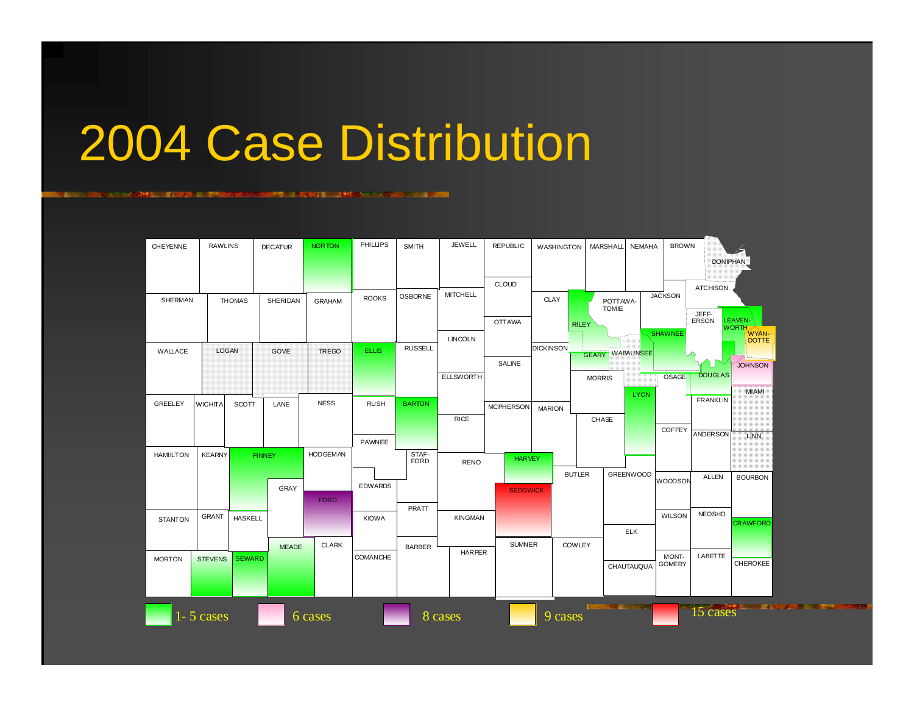# 2004 Case Distribution

CHEYENNE, RAWLINS, DECATUR, NORTON, PHILLIPS, SMITH, JEWELL, REPUBLIC, WASHINGTON, MARSHALL, NEMAHA, BROWN, DONIPHAN, SHERMAN, THOMAS, SHERIDAN, GRAHAM, ROOKS, OSBORNE, MITCHELL, CLOUD, CLAY, POTTAWA-TOMIE, JACKSON, ATCHISON, JEFF-ERSON, LEAVEN-WORTH, WYAN-DOTTE, RILEY, SHAWNEE, OTTAWA, WALLACE, LOGAN, GOVE, TREGO, ELLIS, RUSSELL, LINCOLN, DICKINSON, GEARY, WABAUNSEE, JOHNSON, DOUGLAS, OSAGE, SALINE, ELLSWORTH, MORRIS, MIAMI, GREELEY, WICHITA, SCOTT, LANE, NESS, RUSH, BARTON, LYON, FRANKLIN, MCPHERSON, MARION, RICE, CHASE, COFFEY, ANDERSON, LINN, PAWNEE, HAMILTON, KEARNY, FINNEY, HODGEMAN, STAF-FORD, RENO, HARVEY, BUTLER, GREENWOOD, WOODSON, ALLEN, BOURBON, GRAY, EDWARDS, SEDGWICK, FORD, PRATT, STANTON, GRANT, HASKELL, KIOWA, KINGMAN, WILSON, NEOSHO, CRAWFORD, ELK, MEADE, CLARK, BARBER, SUMNER, COWLEY, HARPER, MORTON, STEVENS, SEWARD, COMANCHE, MONT-GOMERY, LABETTE, CHAUTAUQUA, CHEROKEE

1- 5 cases | 6 cases | 8 cases | 9 cases | 15 cases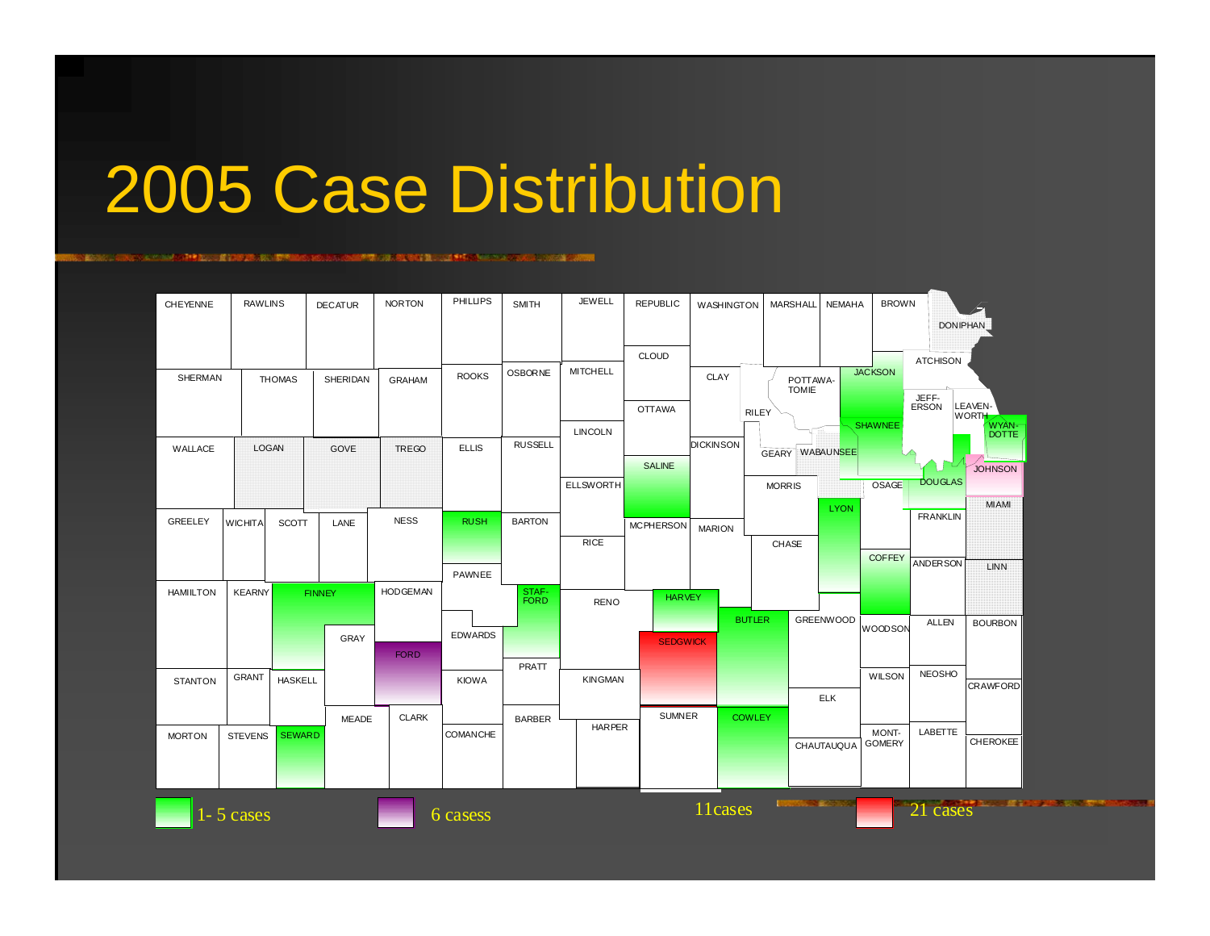# 2005 Case Distribution

CHEYENNE RAWLINS DECATUR NORTON PHILLIPS SMITH JEWELL REPUBLIC WASHINGTON MARSHALL NEMAHA BROWN DONIPHAN

SHERMAN THOMAS SHERIDAN GRAHAM ROOKS OSBORNE MITCHELL CLOUD CLAY POTTAWA-TOMIE JACKSON ATCHISON

JEFF-ERSON LEAVEN-WORTH WYAN-DOTTE OTTAWA RILEY SHAWNEE LINCOLN

WALLACE LOGAN GOVE TREGO ELLIS RUSSELL DICKINSON GEARY WABAUNSEE JOHNSON SALINE DOUGLAS OSAGE ELLSWORTH MORRIS MIAMI

GREELEY WICHITA SCOTT LANE NESS RUSH BARTON MCPHERSON MARION LYON FRANKLIN RICE CHASE COFFEY ANDERSON LINN PAWNEE

HAMILTON KEARNY FINNEY HODGEMAN STAF-FORD RENO HARVEY BUTLER GREENWOOD WOODSON ALLEN BOURBON GRAY EDWARDS SEDGWICK FORD PRATT

STANTON GRANT HASKELL KIOWA KINGMAN WILSON NEOSHO CRAWFORD ELK

MEADE CLARK BARBER SUMNER COWLEY HARPER MORTON STEVENS SEWARD COMANCHE MONT-GOMERY LABETTE CHAUTAUQUA CHEROKEE

1- 5 cases | 6 casess | 11cases | 21 cases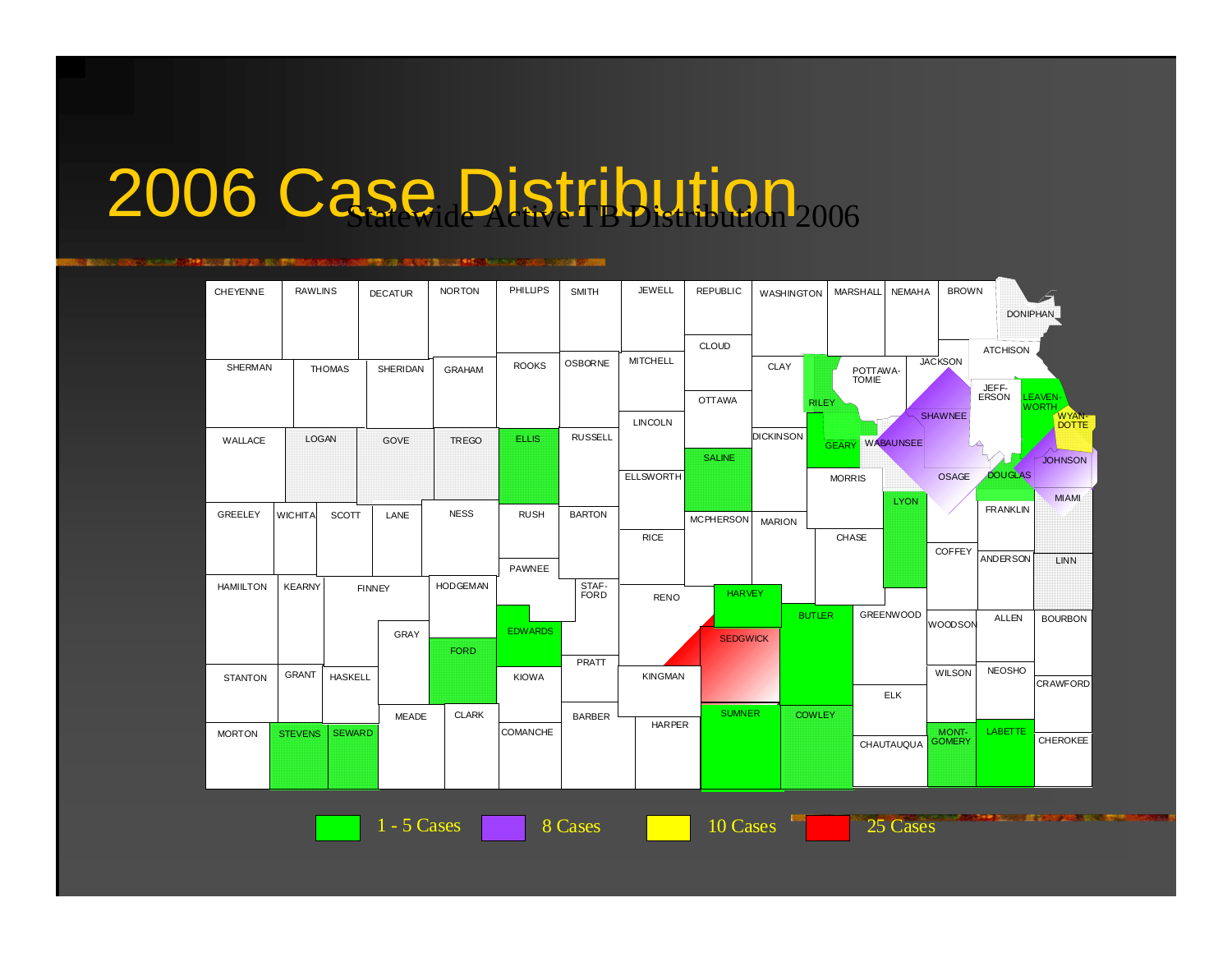# 2006 Case Distribution

Statewide Active TB Distribution 2006

CHEYENNE, RAWLINS, DECATUR, NORTON, PHILLIPS, SMITH, JEWELL, REPUBLIC, WASHINGTON, MARSHALL, NEMAHA, BROWN, DONIPHAN, SHERMAN, THOMAS, SHERIDAN, GRAHAM, ROOKS, OSBORNE, MITCHELL, CLOUD, CLAY, POTTAWA-TOMIE, JACKSON, ATCHISON, JEFF-ERSON, LEAVEN-WORTH, WYAN-DOTTE, RILEY, OTTAWA, LINCOLN, WALLACE, LOGAN, GOVE, TREGO, ELLIS, RUSSELL, DICKINSON, GEARY, WABAUNSEE, SHAWNEE, JOHNSON, SALINE, ELLSWORTH, MORRIS, OSAGE, DOUGLAS, LYON, MIAMI, FRANKLIN, GREELEY, WICHITA, SCOTT, LANE, NESS, RUSH, BARTON, MCPHERSON, MARION, RICE, CHASE, COFFEY, ANDERSON, LINN, PAWNEE, HAMILTON, KEARNY, FINNEY, HODGEMAN, STAF-FORD, RENO, HARVEY, BUTLER, GREENWOOD, WOODSON, ALLEN, BOURBON, GRAY, EDWARDS, SEDGWICK, FORD, PRATT, STANTON, GRANT, HASKELL, KIOWA, KINGMAN, WILSON, NEOSHO, CRAWFORD, ELK, MEADE, CLARK, BARBER, SUMNER, COWLEY, HARPER, COMANCHE, MORTON, STEVENS, SEWARD, MONT-GOMERY, LABETTE, CHAUTAUQUA, CHEROKEE

1 - 5 Cases | 8 Cases | 10 Cases | 25 Cases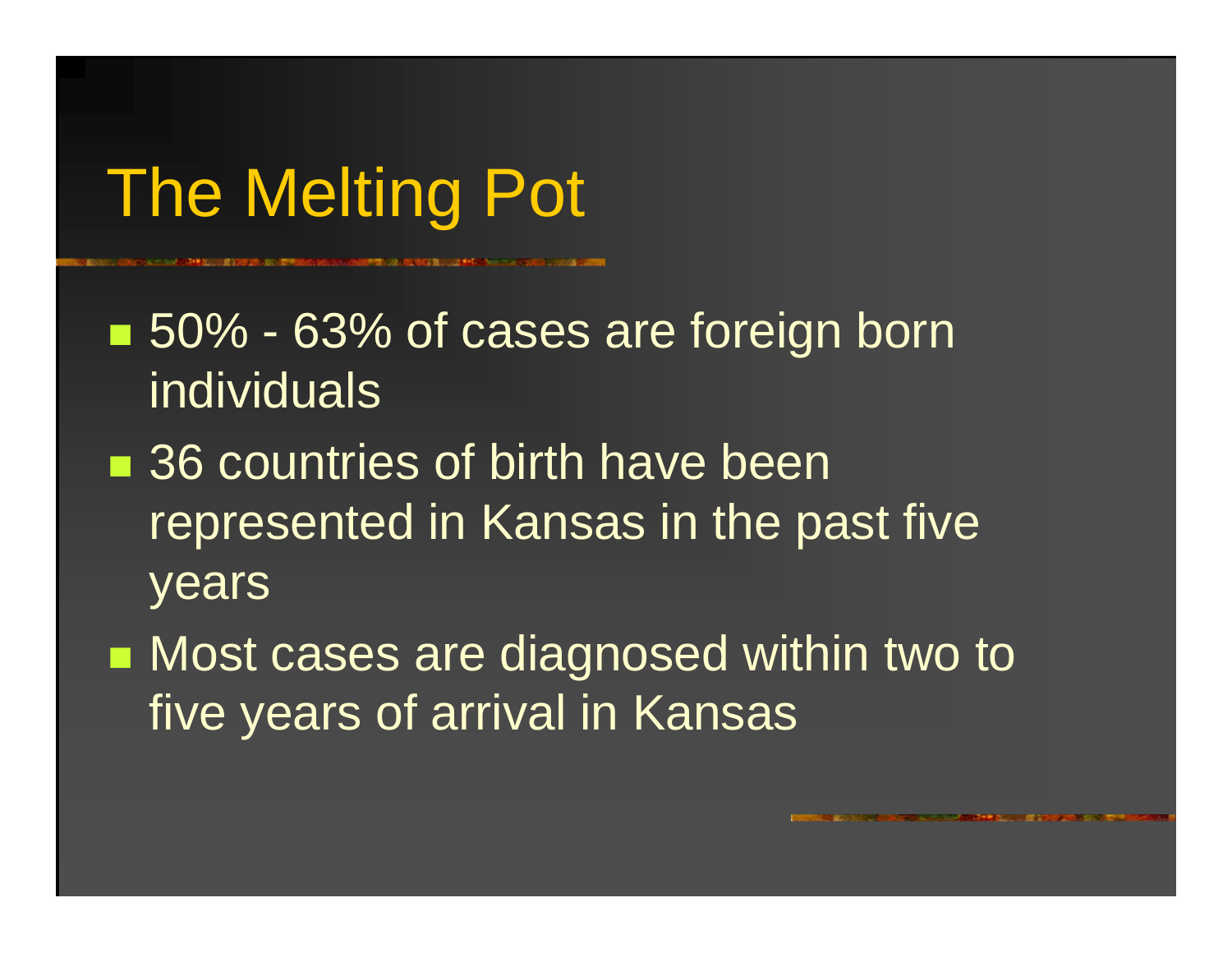# The Melting Pot

- 50% - 63% of cases are foreign born individuals
- 36 countries of birth have been represented in Kansas in the past five years
- Most cases are diagnosed within two to five years of arrival in Kansas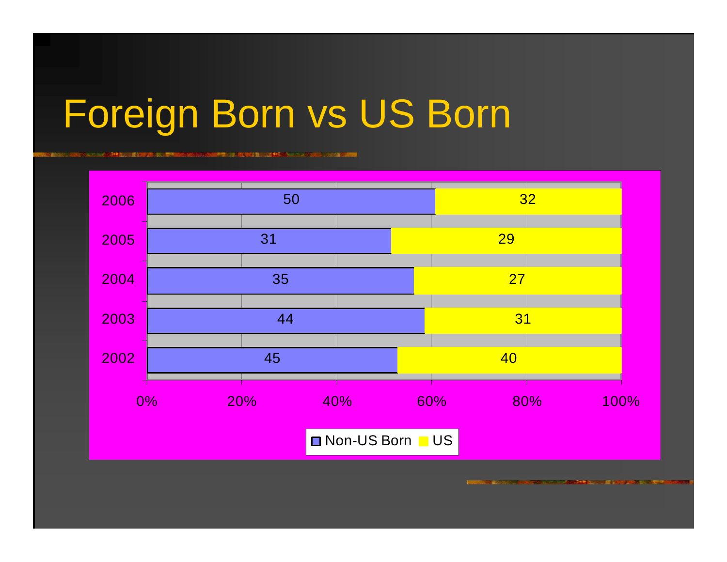# Foreign Born vs US Born

| Year | Non-US Born | US |
|---|---|---|
| 2006 | 50 | 32 |
| 2005 | 31 | 29 |
| 2004 | 35 | 27 |
| 2003 | 44 | 31 |
| 2002 | 45 | 40 |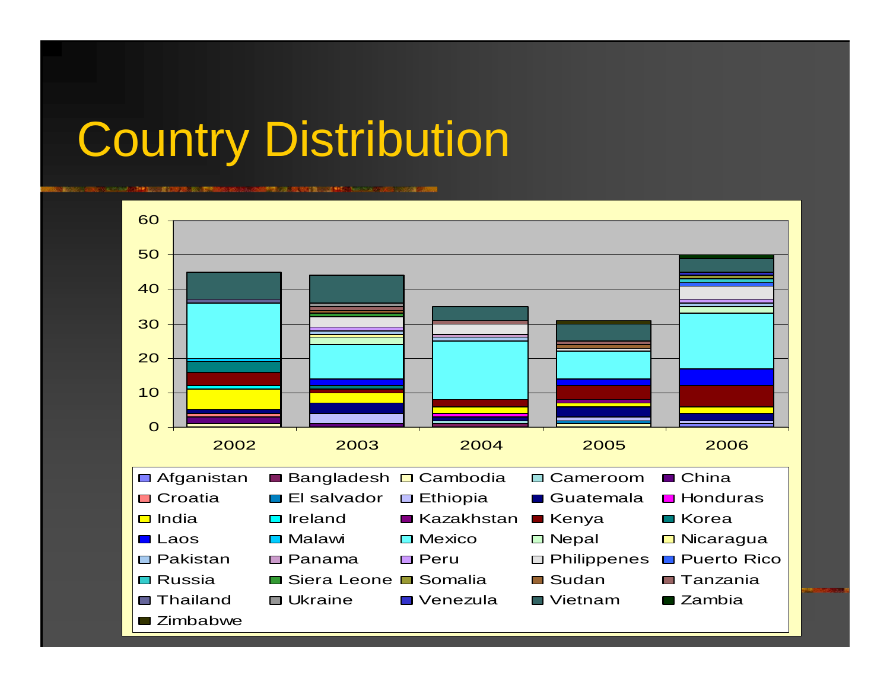# Country Distribution

60
50
40
30
20
10
0

2002 2003 2004 2005 2006

- Afganistan
- Bangladesh
- Cambodia
- Cameroom
- China
- Croatia
- El salvador
- Ethiopia
- Guatemala
- Honduras
- India
- Ireland
- Kazakhstan
- Kenya
- Korea
- Laos
- Malawi
- Mexico
- Nepal
- Nicaragua
- Pakistan
- Panama
- Peru
- Philippenes
- Puerto Rico
- Russia
- Siera Leone
- Somalia
- Sudan
- Tanzania
- Thailand
- Ukraine
- Venezula
- Vietnam
- Zambia
- Zimbabwe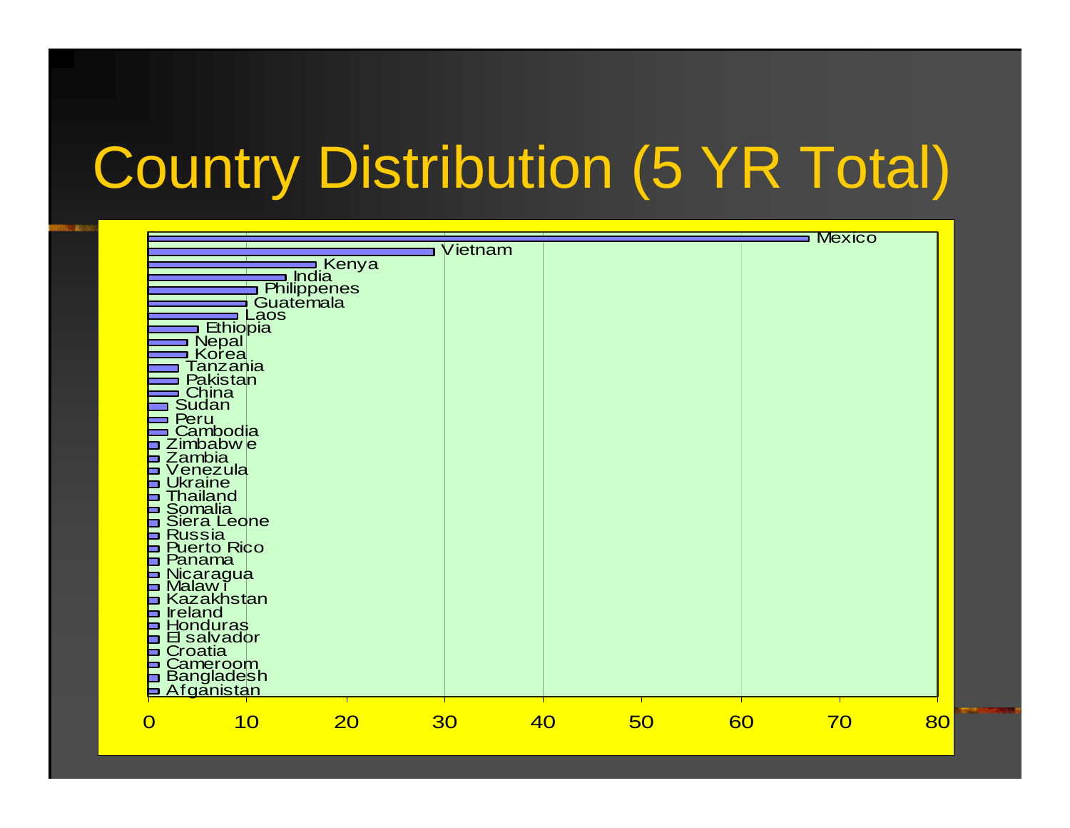# Country Distribution (5 YR Total)

| Country | Count |
|---|---|
| Mexico | 67 |
| Vietnam | 29 |
| Kenya | 17 |
| India | 14 |
| Philippenes | 11 |
| Guatemala | 10 |
| Laos | 9 |
| Ethiopia | 5 |
| Nepal | 4 |
| Korea | 4 |
| Tanzania | 3 |
| Pakistan | 3 |
| China | 3 |
| Sudan | 2 |
| Peru | 2 |
| Cambodia | 2 |
| Zimbabwe | 1 |
| Zambia | 1 |
| Venezula | 1 |
| Ukraine | 1 |
| Thailand | 1 |
| Somalia | 1 |
| Siera Leone | 1 |
| Russia | 1 |
| Puerto Rico | 1 |
| Panama | 1 |
| Nicaragua | 1 |
| Malawi | 1 |
| Kazakhstan | 1 |
| Ireland | 1 |
| Honduras | 1 |
| El salvador | 1 |
| Croatia | 1 |
| Cameroom | 1 |
| Bangladesh | 1 |
| Afganistan | 1 |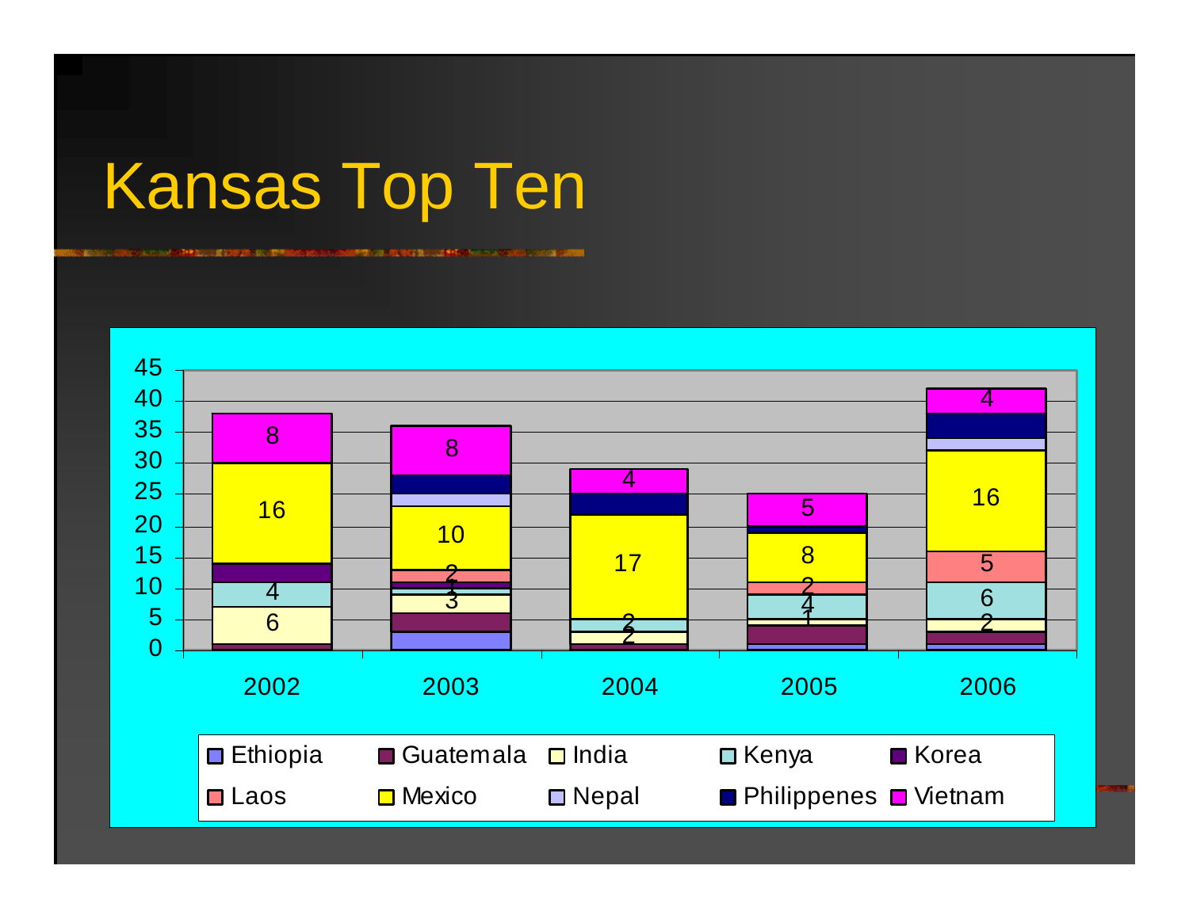# Kansas Top Ten

| Country | 2002 | 2003 | 2004 | 2005 | 2006 |
|---|---|---|---|---|---|
| Ethiopia | | 3 | | 1 | 1 |
| Guatemala | 1 | 3 | 1 | 3 | 2 |
| India | 6 | 3 | 2 | 1 | 2 |
| Kenya | 4 | 1 | 2 | 4 | 6 |
| Korea | 3 | 1 | | | |
| Laos | | 2 | | 2 | 5 |
| Mexico | 16 | 10 | 17 | 8 | 16 |
| Nepal | | 2 | | | 2 |
| Philippenes | | 3 | 3 | 1 | 4 |
| Vietnam | 8 | 8 | 4 | 5 | 4 |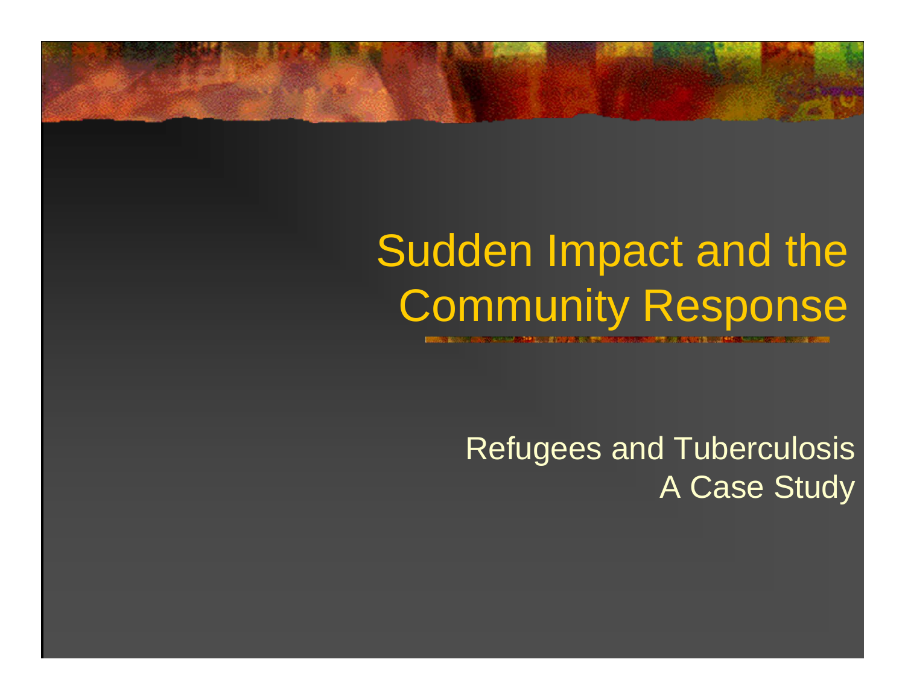# Sudden Impact and the Community Response

Refugees and Tuberculosis
A Case Study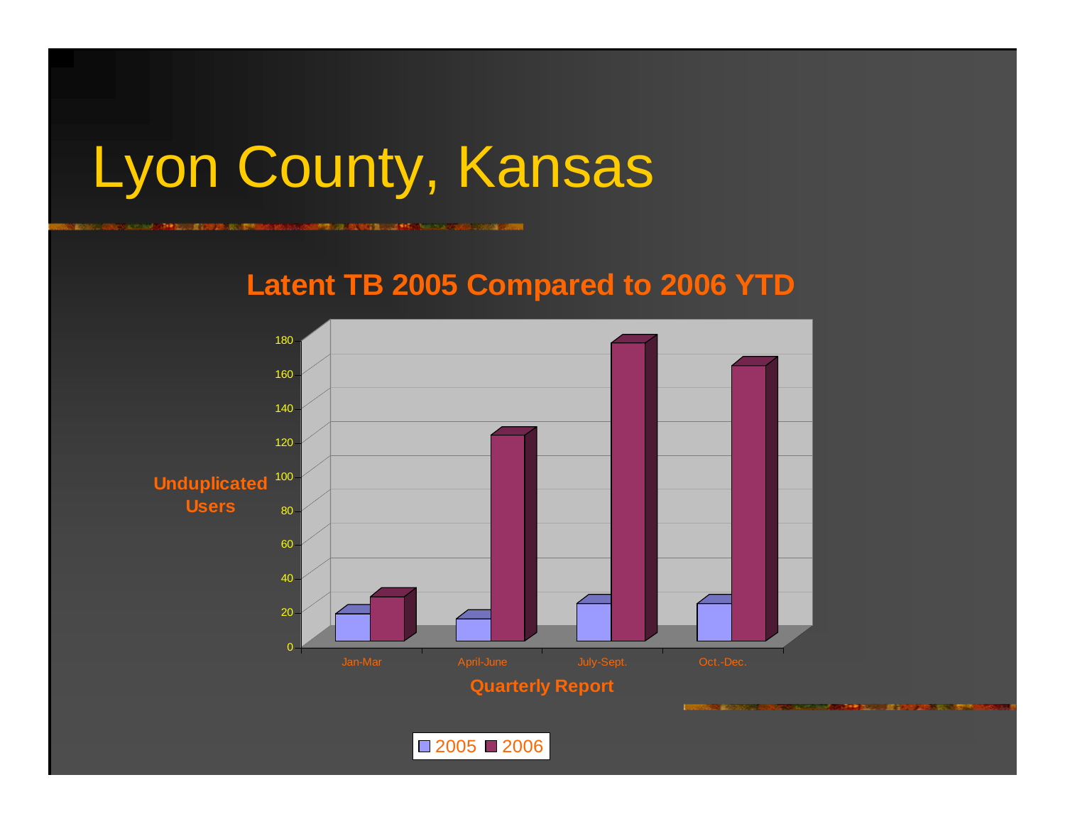# Lyon County, Kansas

## Latent TB 2005 Compared to 2006 YTD

Unduplicated Users

| Quarterly Report | 2005 | 2006 |
|---|---|---|
| Jan-Mar | 16 | 26 |
| April-June | 13 | 121 |
| July-Sept. | 22 | 176 |
| Oct.-Dec. | 22 | 162 |

Quarterly Report

2005 2006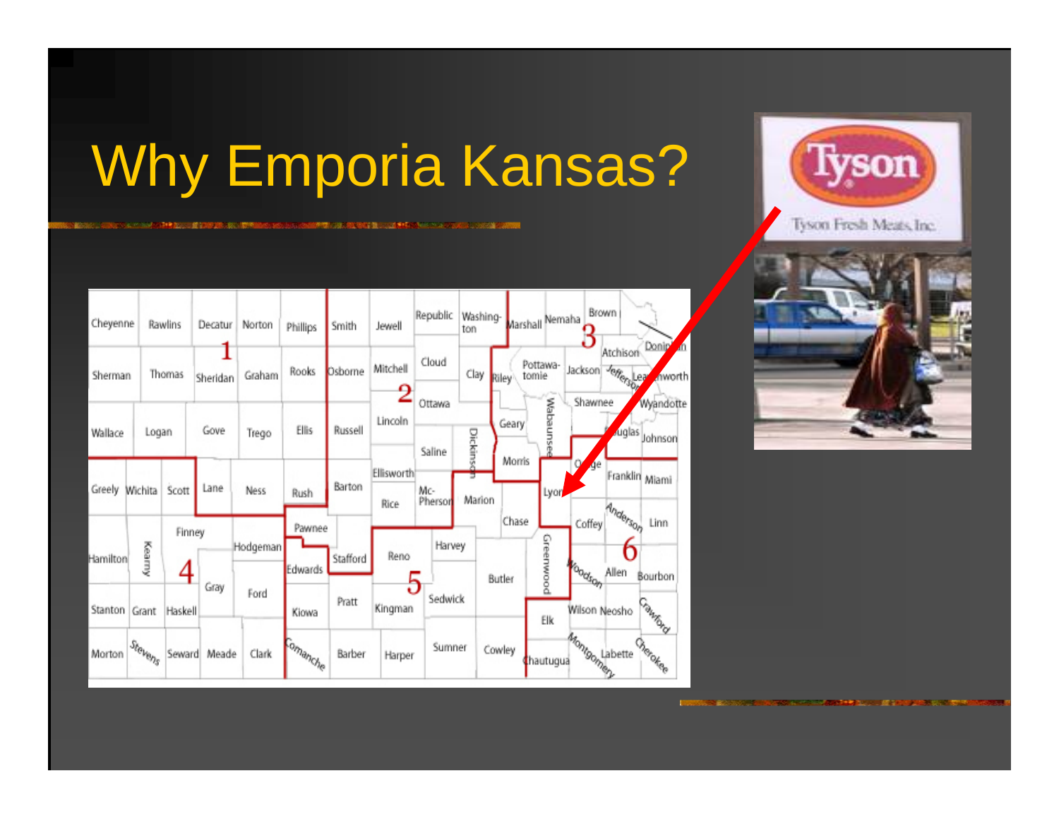# Why Emporia Kansas?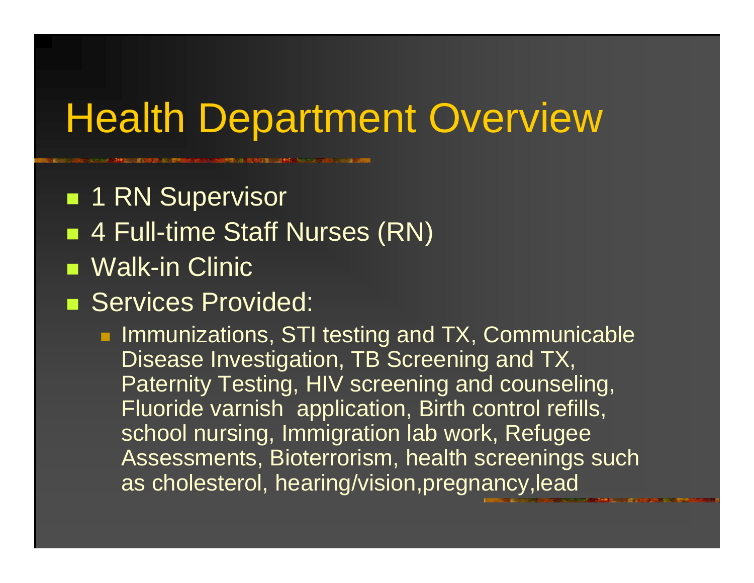# Health Department Overview

- 1 RN Supervisor
- 4 Full-time Staff Nurses (RN)
- Walk-in Clinic
- Services Provided:
  - Immunizations, STI testing and TX, Communicable Disease Investigation, TB Screening and TX, Paternity Testing, HIV screening and counseling, Fluoride varnish application, Birth control refills, school nursing, Immigration lab work, Refugee Assessments, Bioterrorism, health screenings such as cholesterol, hearing/vision,pregnancy,lead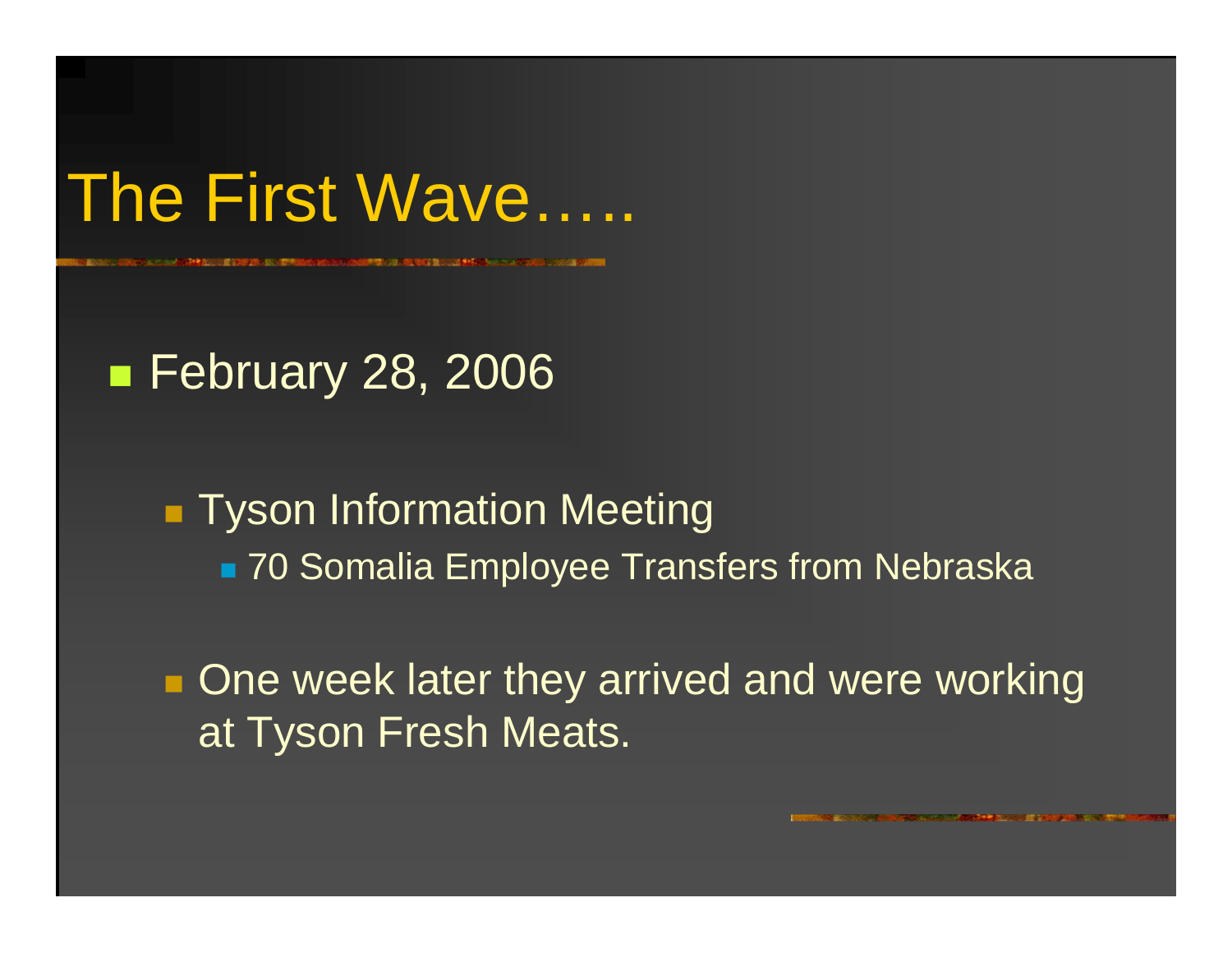# The First Wave…..

- February 28, 2006
  - Tyson Information Meeting
    - 70 Somalia Employee Transfers from Nebraska
  - One week later they arrived and were working at Tyson Fresh Meats.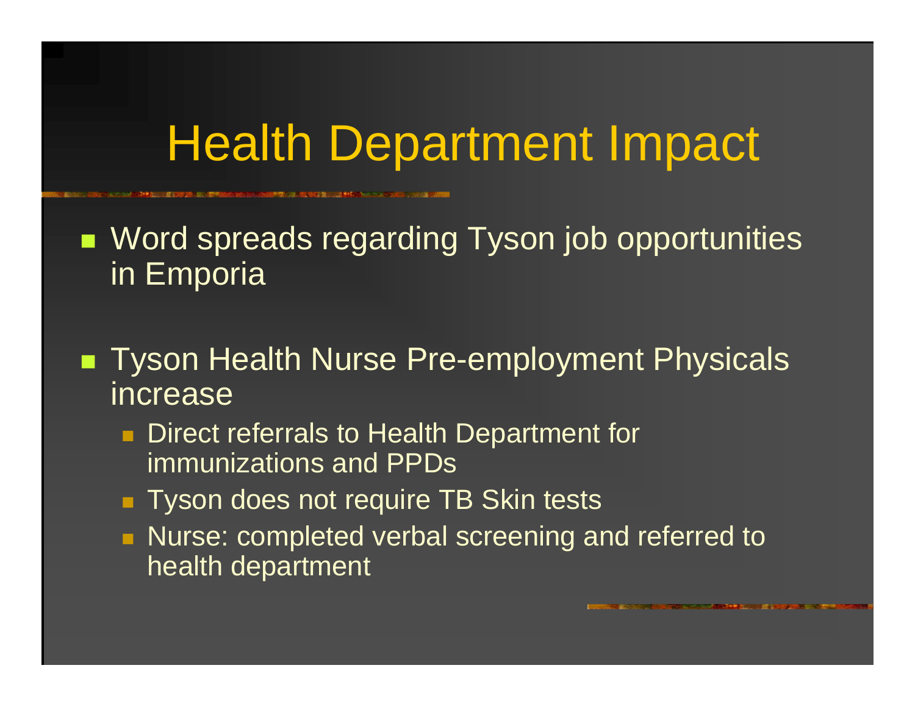# Health Department Impact

- Word spreads regarding Tyson job opportunities in Emporia
- Tyson Health Nurse Pre-employment Physicals increase
  - Direct referrals to Health Department for immunizations and PPDs
  - Tyson does not require TB Skin tests
  - Nurse: completed verbal screening and referred to health department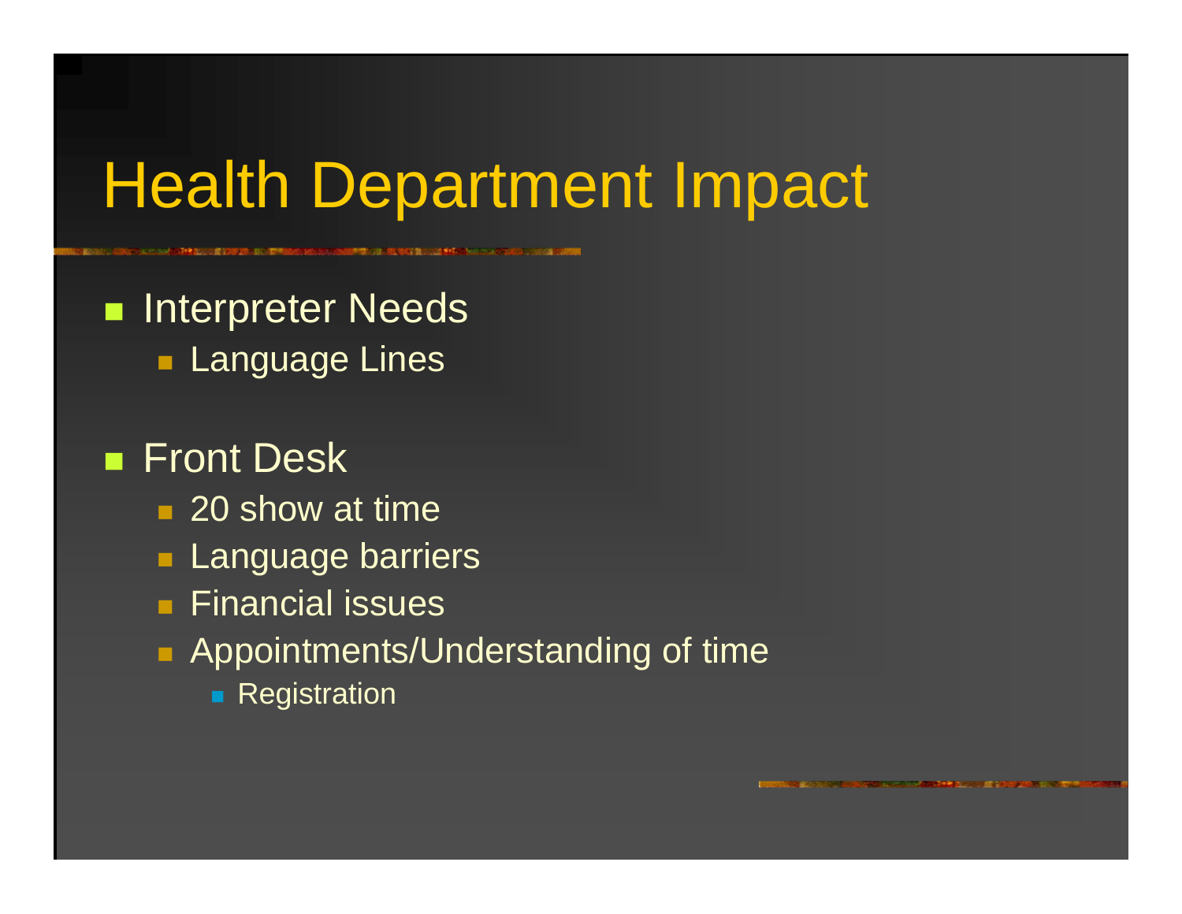# Health Department Impact

- Interpreter Needs
  - Language Lines

- Front Desk
  - 20 show at time
  - Language barriers
  - Financial issues
  - Appointments/Understanding of time
    - Registration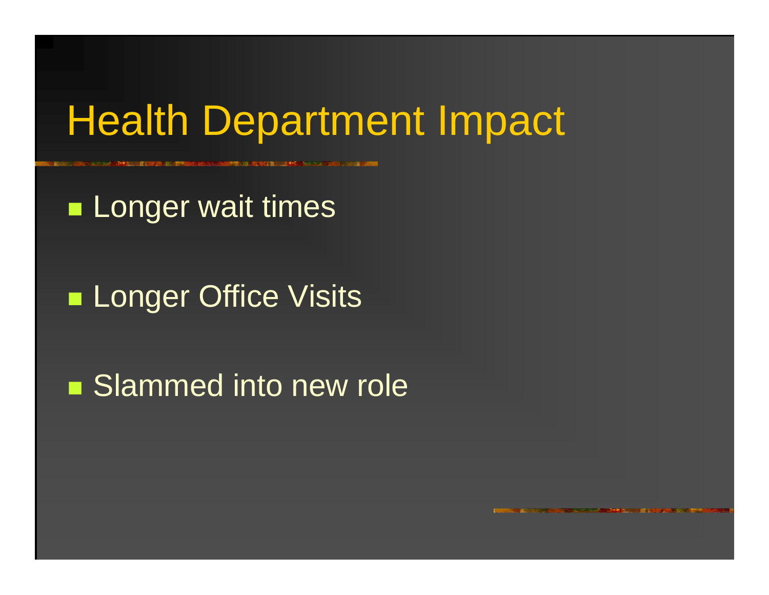# Health Department Impact

- Longer wait times
- Longer Office Visits
- Slammed into new role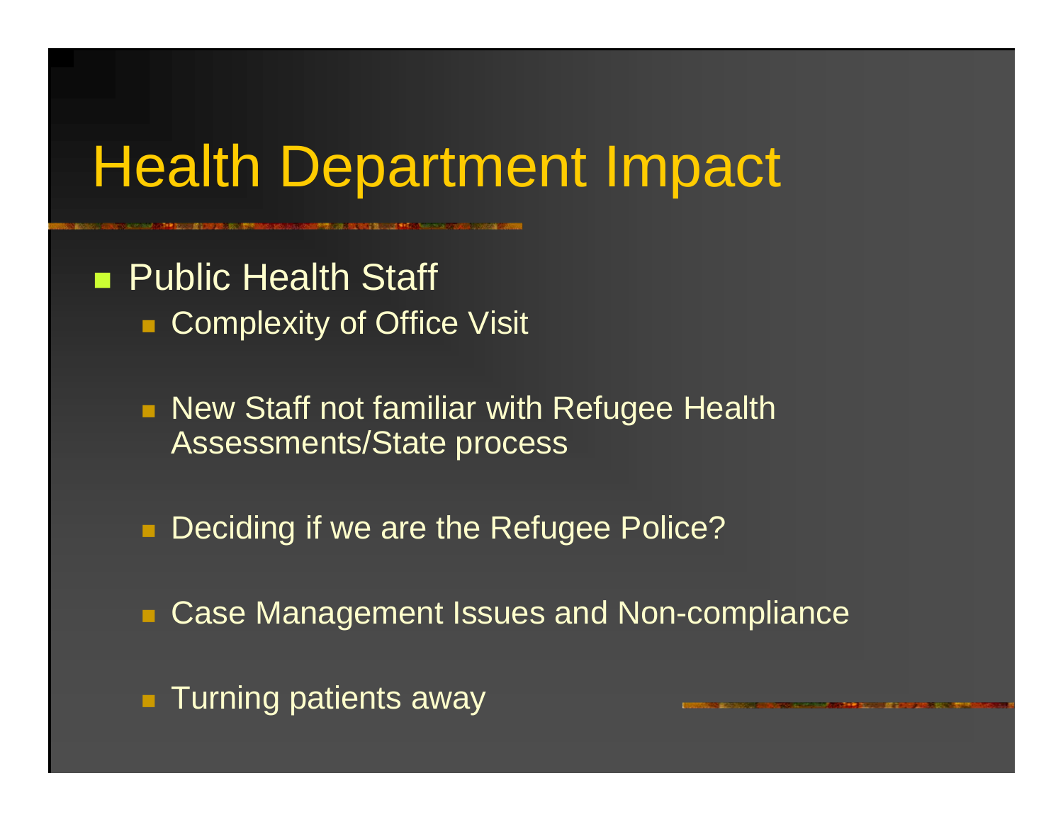# Health Department Impact

- Public Health Staff
  - Complexity of Office Visit
  - New Staff not familiar with Refugee Health Assessments/State process
  - Deciding if we are the Refugee Police?
  - Case Management Issues and Non-compliance
  - Turning patients away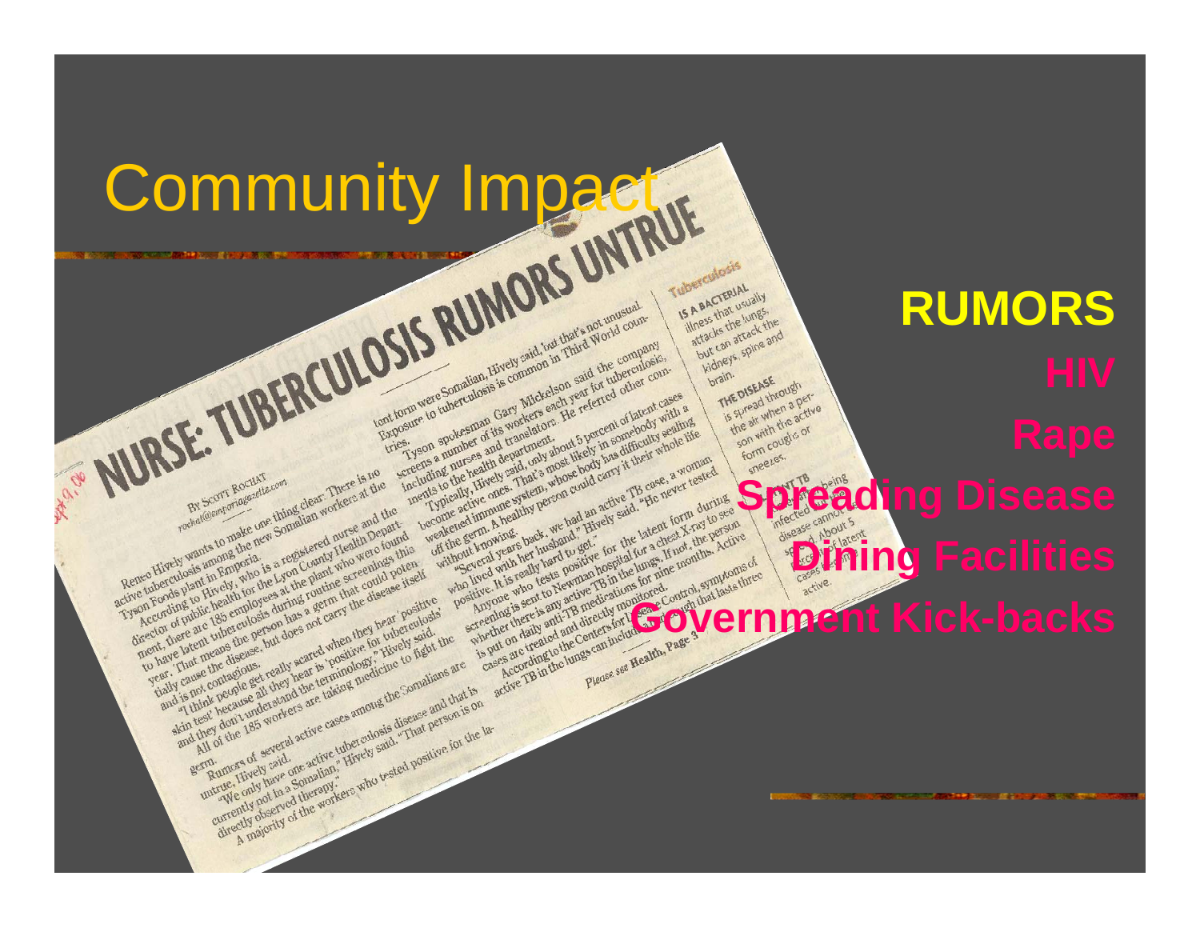# Community Impact

NURSE: TUBERCULOSIS RUMORS UNTRUE

By Scott Rochat
rochat@emporiagazette.com

Renee Hively wants to make one thing clear: There is no active tuberculosis among the new Somalian workers at the Tyson Foods plant in Emporia.

According to Hively, who is a registered nurse and the director of public health for the Lyon County Health Department, there are 185 employees at the plant who were found to have latent tuberculosis during routine screenings this year. That means the person has a germ that could potentially cause the disease, but does not carry the disease itself and is not contagious.

"I think people get really scared when they hear 'positive skin test' because all they hear is 'positive for tuberculosis' and they don't understand the terminology," Hively said.

All of the 185 workers are taking medicine to fight the germ.

Rumors of several active cases among the Somalians are untrue, Hively said.

"We only have one active tuberculosis disease and that is currently not in a Somalian," Hively said. "That person is on directly observed therapy."

A majority of the workers who tested positive for the latent form were Somalian, Hively said, but that's not unusual. Exposure to tuberculosis is common in Third World countries.

Tyson spokesman Gary Mickelson said the company screens a number of its workers each year for tuberculosis, including nurses and translators. He referred other comments to the health department.

Typically, Hively said, only about 5 percent of latent cases become active ones. That's most likely in somebody with a weakened immune system, whose body has difficulty sealing off the germ. A healthy person could carry it their whole life without knowing.

"Several years back, we had an active TB case, a woman who lived with her husband," Hively said. "He never tested positive. It is really hard to get."

Anyone who tests positive for the latent form during screening is sent to Newman hospital for a chest X-ray to see whether there is any active TB in the lungs. If not, the person is put on daily anti-TB medications for nine months. Active cases are treated and directly monitored.

According to the Centers for Disease Control, symptoms of active TB in the lungs can include a cough that lasts three

Please see Health, Page 3

**Tuberculosis**

IS A BACTERIAL illness that usually attacks the lungs, but can attack the kidneys, spine and brain.

THE DISEASE is spread through the air when a person with the active form coughs or sneezes.

LATENT TB ... being infected ... disease cannot ... spread. About 5 percent of latent cases ... active.

**RUMORS**

**HIV**

**Rape**

**Spreading Disease**

**Dining Facilities**

**Government Kick-backs**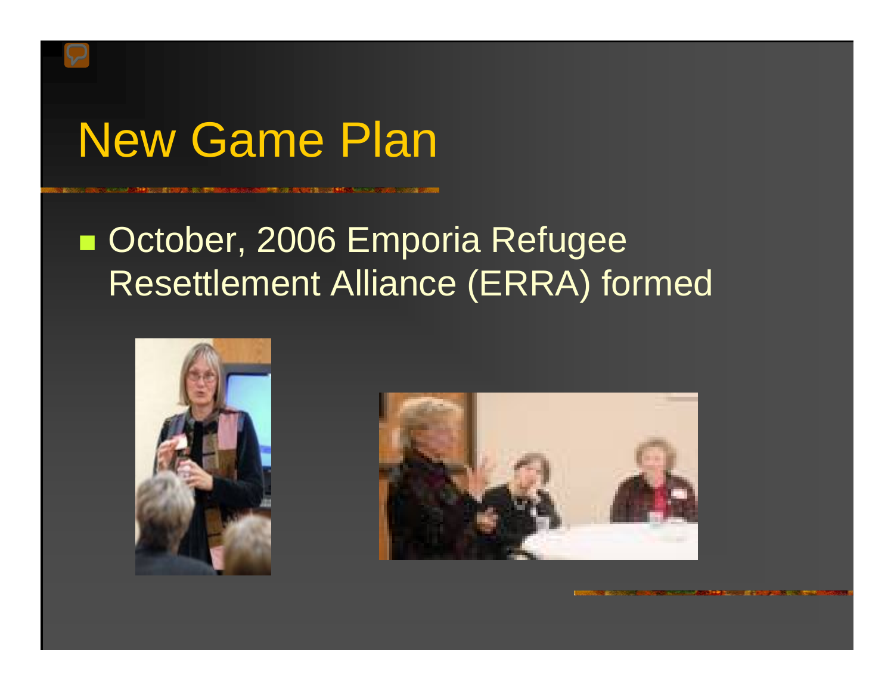# New Game Plan

- October, 2006 Emporia Refugee Resettlement Alliance (ERRA) formed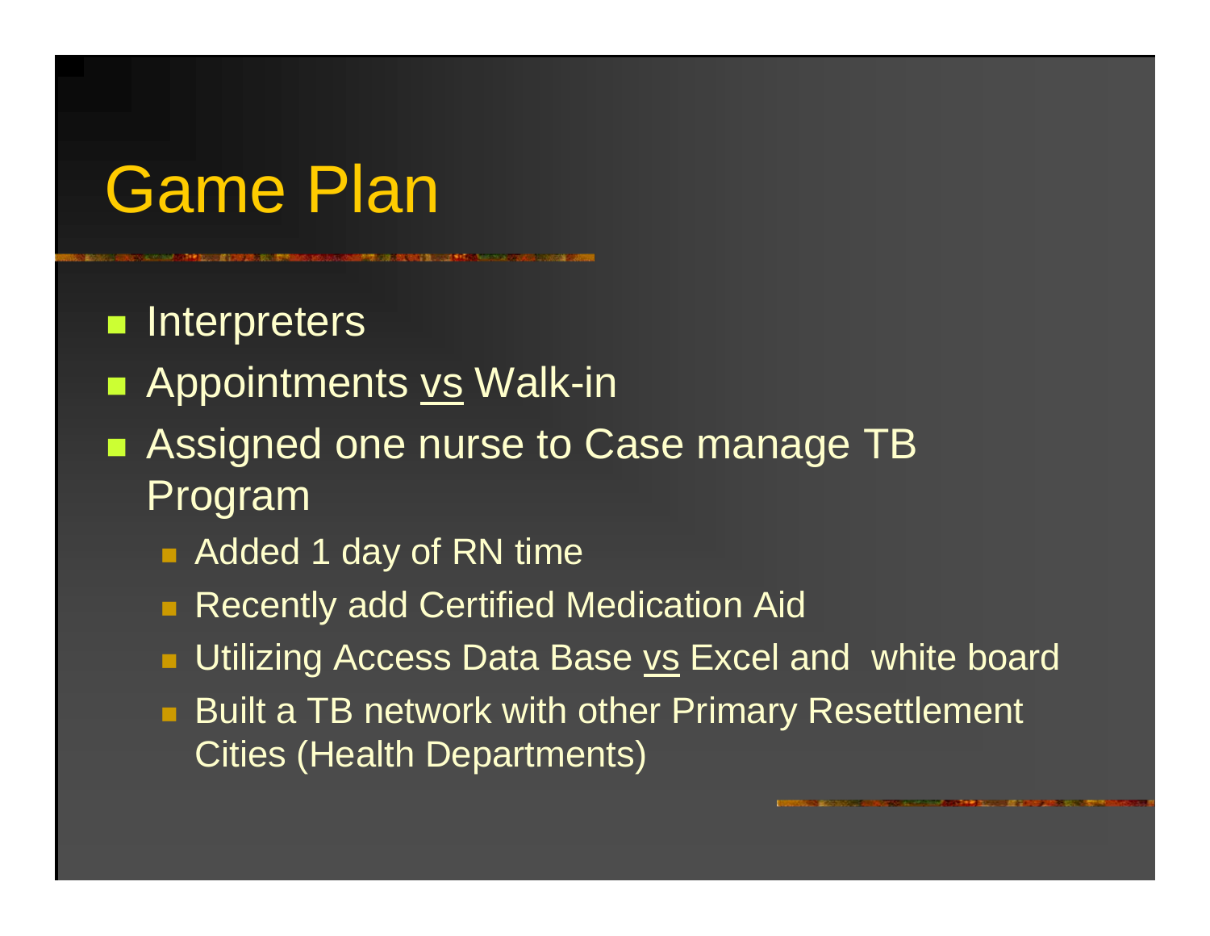# Game Plan

- Interpreters
- Appointments <u>vs</u> Walk-in
- Assigned one nurse to Case manage TB Program
  - Added 1 day of RN time
  - Recently add Certified Medication Aid
  - Utilizing Access Data Base <u>vs</u> Excel and white board
  - Built a TB network with other Primary Resettlement Cities (Health Departments)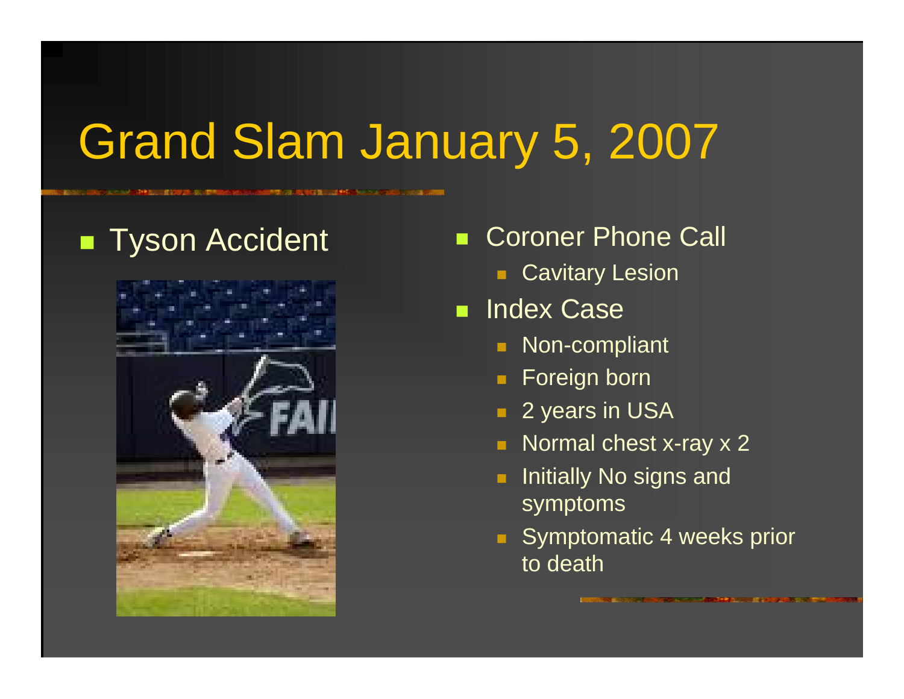# Grand Slam January 5, 2007

- Tyson Accident

- Coroner Phone Call
  - Cavitary Lesion
- Index Case
  - Non-compliant
  - Foreign born
  - 2 years in USA
  - Normal chest x-ray x 2
  - Initially No signs and symptoms
  - Symptomatic 4 weeks prior to death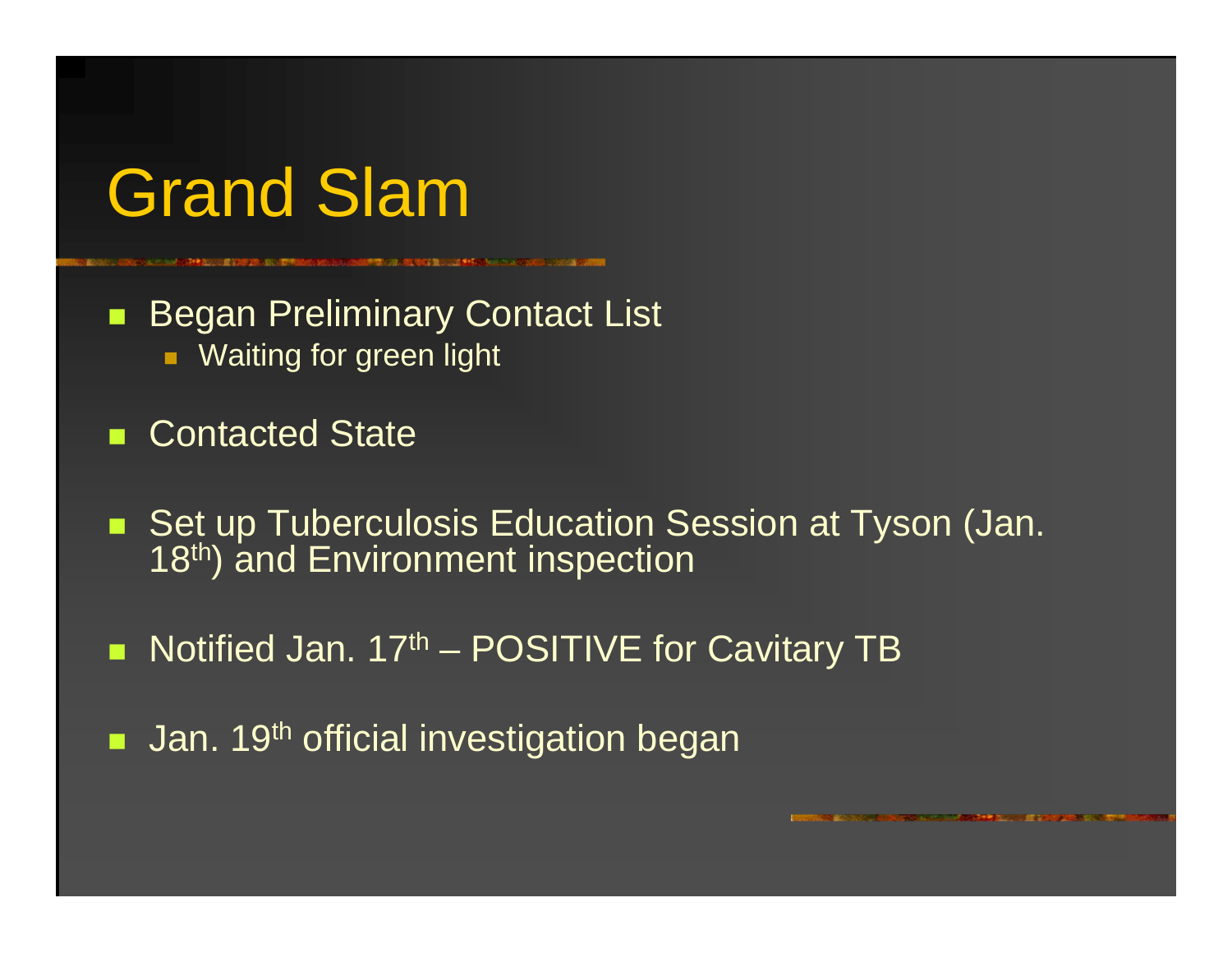# Grand Slam

- Began Preliminary Contact List
  - Waiting for green light
- Contacted State
- Set up Tuberculosis Education Session at Tyson (Jan. $18^{th}$) and Environment inspection
- Notified Jan. $17^{th}$ – POSITIVE for Cavitary TB
- Jan. $19^{th}$ official investigation began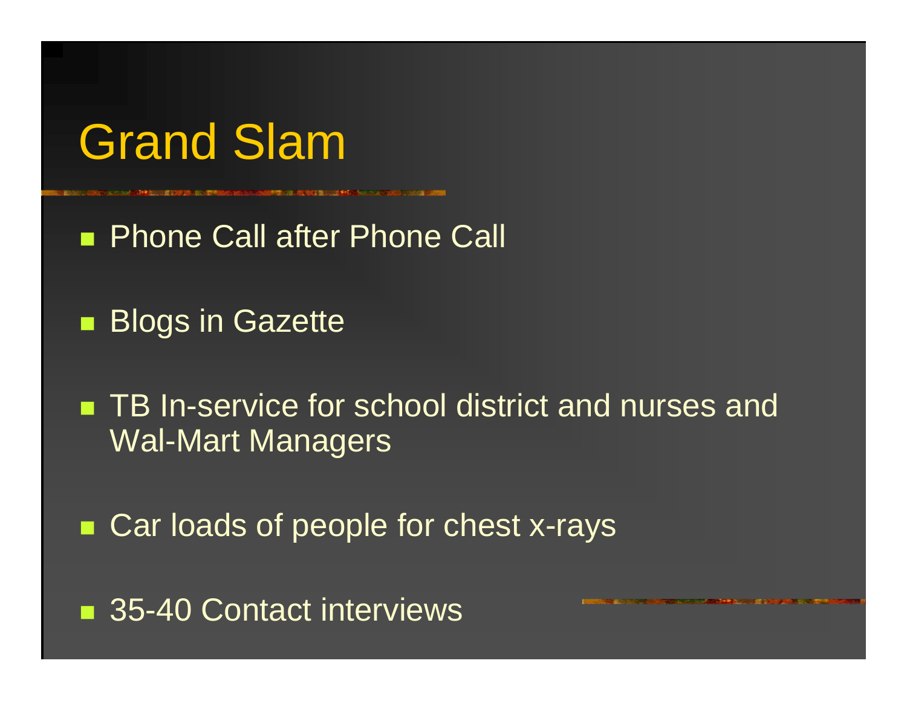# Grand Slam

- Phone Call after Phone Call
- Blogs in Gazette
- TB In-service for school district and nurses and Wal-Mart Managers
- Car loads of people for chest x-rays
- 35-40 Contact interviews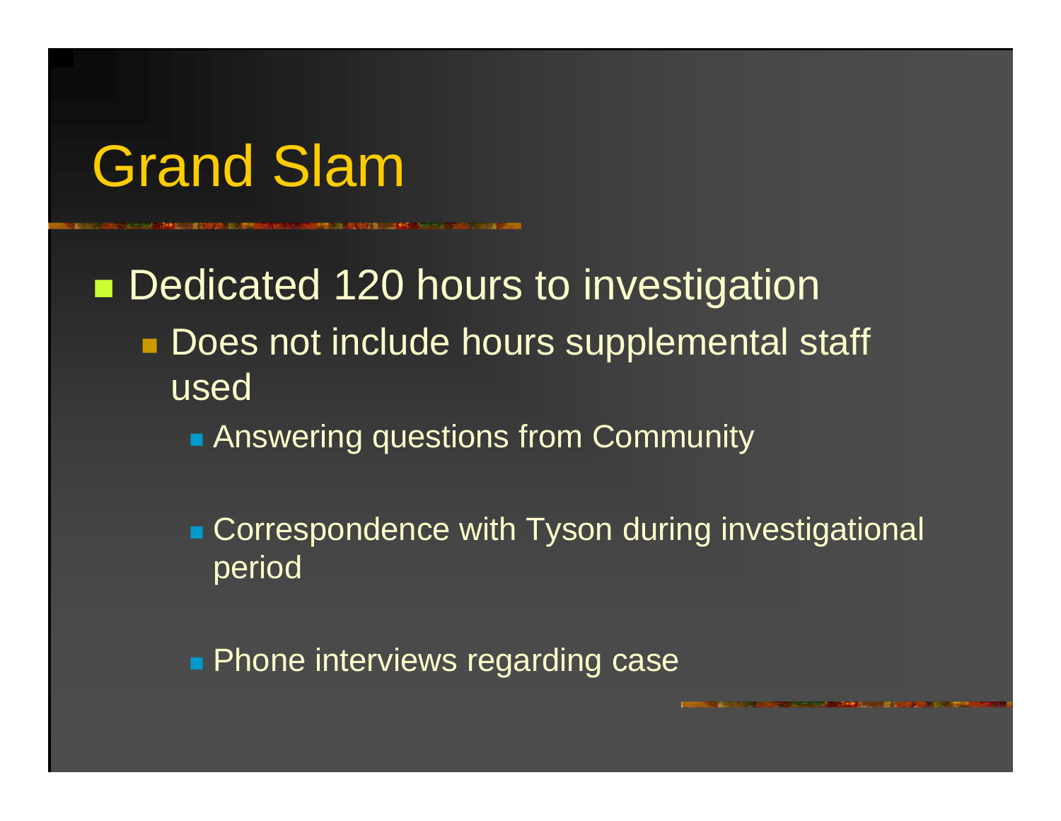# Grand Slam

- Dedicated 120 hours to investigation
  - Does not include hours supplemental staff used
    - Answering questions from Community
    - Correspondence with Tyson during investigational period
    - Phone interviews regarding case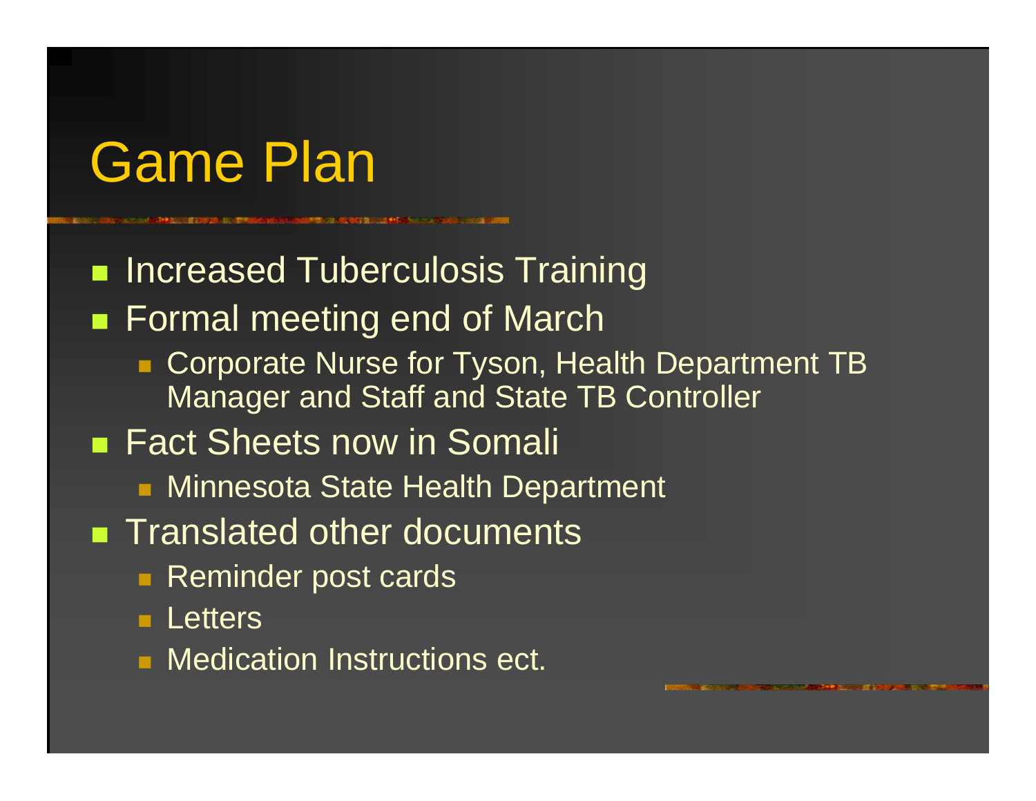# Game Plan

- Increased Tuberculosis Training
- Formal meeting end of March
  - Corporate Nurse for Tyson, Health Department TB Manager and Staff and State TB Controller
- Fact Sheets now in Somali
  - Minnesota State Health Department
- Translated other documents
  - Reminder post cards
  - Letters
  - Medication Instructions ect.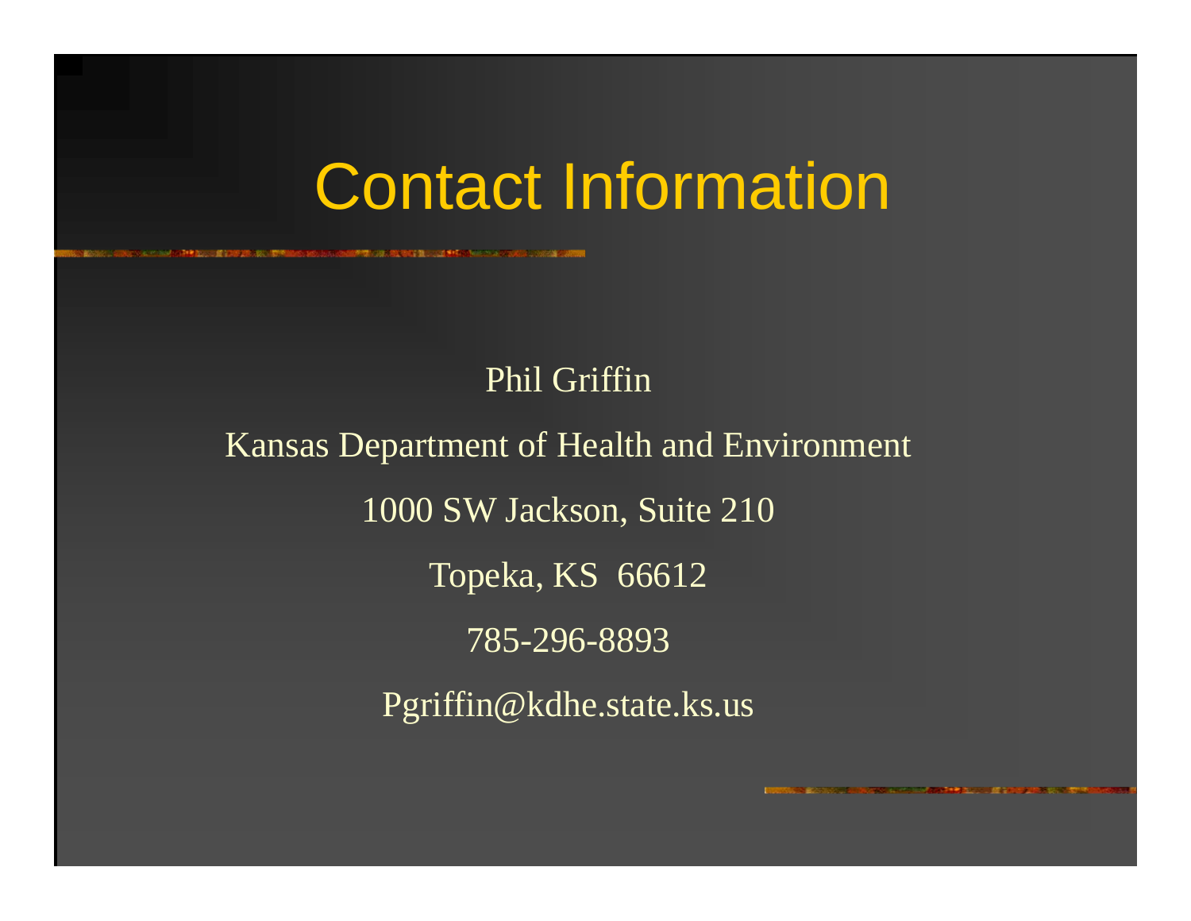# Contact Information

Phil Griffin

Kansas Department of Health and Environment

1000 SW Jackson, Suite 210

Topeka, KS  66612

785-296-8893

Pgriffin@kdhe.state.ks.us